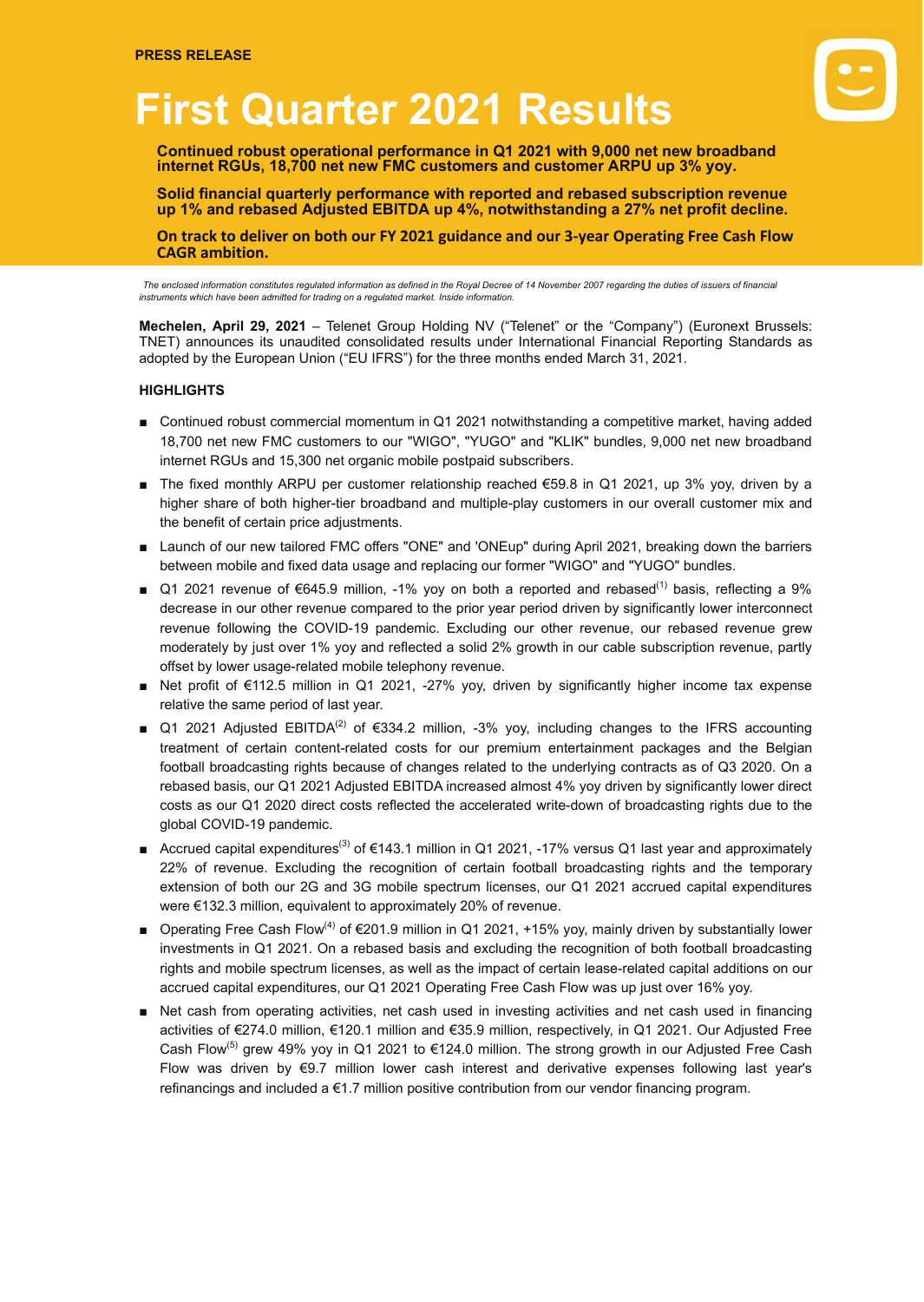**PRESS RELEASE**

# First Quarter 2021 Results

**Continued robust operational performance in Q1 2021 with 9,000 net new broadband internet RGUs, 18,700 net new FMC customers and customer ARPU up 3% yoy.**

**Solid financial quarterly performance with reported and rebased subscription revenue up 1% and rebased Adjusted EBITDA up 4%, notwithstanding a 27% net profit decline.**

**On track to deliver on both our FY 2021 guidance and our 3-year Operating Free Cash Flow CAGR ambition.**

*The enclosed information constitutes regulated information as defined in the Royal Decree of 14 November 2007 regarding the duties of issuers of financial instruments which have been admitted for trading on a regulated market. Inside information.*

**Mechelen, April 29, 2021** – Telenet Group Holding NV ("Telenet" or the "Company") (Euronext Brussels: TNET) announces its unaudited consolidated results under International Financial Reporting Standards as adopted by the European Union ("EU IFRS") for the three months ended March 31, 2021.

**HIGHLIGHTS**

- Continued robust commercial momentum in Q1 2021 notwithstanding a competitive market, having added 18,700 net new FMC customers to our "WIGO", "YUGO" and "KLIK" bundles, 9,000 net new broadband internet RGUs and 15,300 net organic mobile postpaid subscribers.
- The fixed monthly ARPU per customer relationship reached €59.8 in Q1 2021, up 3% yoy, driven by a higher share of both higher-tier broadband and multiple-play customers in our overall customer mix and the benefit of certain price adjustments.
- Launch of our new tailored FMC offers "ONE" and 'ONEup" during April 2021, breaking down the barriers between mobile and fixed data usage and replacing our former "WIGO" and "YUGO" bundles.
- Q1 2021 revenue of €645.9 million, -1% yoy on both a reported and rebased[(1)] basis, reflecting a 9% decrease in our other revenue compared to the prior year period driven by significantly lower interconnect revenue following the COVID-19 pandemic. Excluding our other revenue, our rebased revenue grew moderately by just over 1% yoy and reflected a solid 2% growth in our cable subscription revenue, partly offset by lower usage-related mobile telephony revenue.
- Net profit of €112.5 million in Q1 2021, -27% yoy, driven by significantly higher income tax expense relative the same period of last year.
- Q1 2021 Adjusted EBITDA[(2)] of €334.2 million, -3% yoy, including changes to the IFRS accounting treatment of certain content-related costs for our premium entertainment packages and the Belgian football broadcasting rights because of changes related to the underlying contracts as of Q3 2020. On a rebased basis, our Q1 2021 Adjusted EBITDA increased almost 4% yoy driven by significantly lower direct costs as our Q1 2020 direct costs reflected the accelerated write-down of broadcasting rights due to the global COVID-19 pandemic.
- Accrued capital expenditures[(3)] of €143.1 million in Q1 2021, -17% versus Q1 last year and approximately 22% of revenue. Excluding the recognition of certain football broadcasting rights and the temporary extension of both our 2G and 3G mobile spectrum licenses, our Q1 2021 accrued capital expenditures were €132.3 million, equivalent to approximately 20% of revenue.
- Operating Free Cash Flow[(4)] of €201.9 million in Q1 2021, +15% yoy, mainly driven by substantially lower investments in Q1 2021. On a rebased basis and excluding the recognition of both football broadcasting rights and mobile spectrum licenses, as well as the impact of certain lease-related capital additions on our accrued capital expenditures, our Q1 2021 Operating Free Cash Flow was up just over 16% yoy.
- Net cash from operating activities, net cash used in investing activities and net cash used in financing activities of €274.0 million, €120.1 million and €35.9 million, respectively, in Q1 2021. Our Adjusted Free Cash Flow[(5)] grew 49% yoy in Q1 2021 to €124.0 million. The strong growth in our Adjusted Free Cash Flow was driven by €9.7 million lower cash interest and derivative expenses following last year's refinancings and included a €1.7 million positive contribution from our vendor financing program.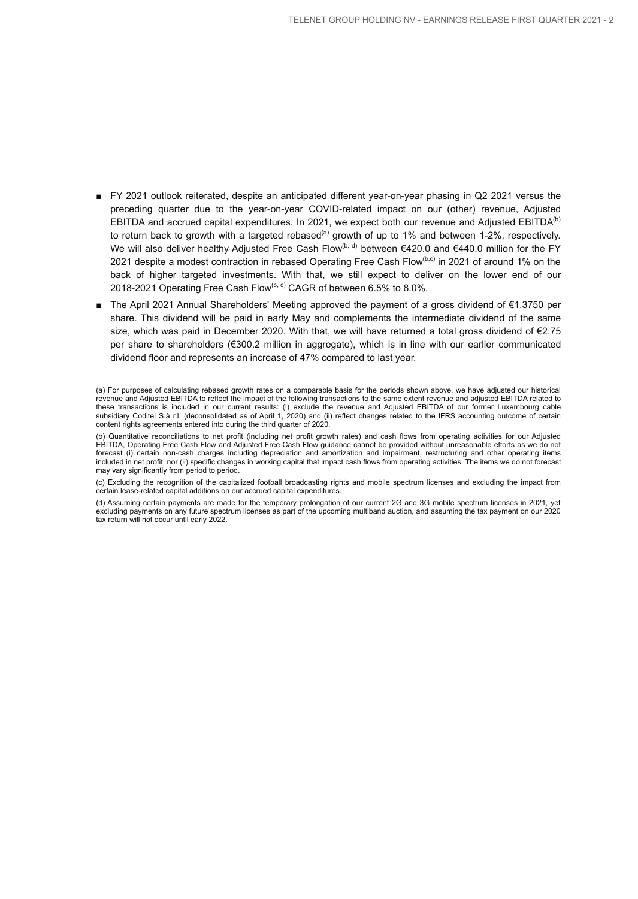- FY 2021 outlook reiterated, despite an anticipated different year-on-year phasing in Q2 2021 versus the preceding quarter due to the year-on-year COVID-related impact on our (other) revenue, Adjusted EBITDA and accrued capital expenditures. In 2021, we expect both our revenue and Adjusted EBITDA[b] to return back to growth with a targeted rebased[a] growth of up to 1% and between 1-2%, respectively. We will also deliver healthy Adjusted Free Cash Flow[b, d] between €420.0 and €440.0 million for the FY 2021 despite a modest contraction in rebased Operating Free Cash Flow[b,c] in 2021 of around 1% on the back of higher targeted investments. With that, we still expect to deliver on the lower end of our 2018-2021 Operating Free Cash Flow[b, c] CAGR of between 6.5% to 8.0%.
- The April 2021 Annual Shareholders' Meeting approved the payment of a gross dividend of €1.3750 per share. This dividend will be paid in early May and complements the intermediate dividend of the same size, which was paid in December 2020. With that, we will have returned a total gross dividend of €2.75 per share to shareholders (€300.2 million in aggregate), which is in line with our earlier communicated dividend floor and represents an increase of 47% compared to last year.

(a) For purposes of calculating rebased growth rates on a comparable basis for the periods shown above, we have adjusted our historical revenue and Adjusted EBITDA to reflect the impact of the following transactions to the same extent revenue and adjusted EBITDA related to these transactions is included in our current results: (i) exclude the revenue and Adjusted EBITDA of our former Luxembourg cable subsidiary Coditel S.à r.l. (deconsolidated as of April 1, 2020) and (ii) reflect changes related to the IFRS accounting outcome of certain content rights agreements entered into during the third quarter of 2020.

(b) Quantitative reconciliations to net profit (including net profit growth rates) and cash flows from operating activities for our Adjusted EBITDA, Operating Free Cash Flow and Adjusted Free Cash Flow guidance cannot be provided without unreasonable efforts as we do not forecast (i) certain non-cash charges including depreciation and amortization and impairment, restructuring and other operating items included in net profit, nor (ii) specific changes in working capital that impact cash flows from operating activities. The items we do not forecast may vary significantly from period to period.

(c) Excluding the recognition of the capitalized football broadcasting rights and mobile spectrum licenses and excluding the impact from certain lease-related capital additions on our accrued capital expenditures.

(d) Assuming certain payments are made for the temporary prolongation of our current 2G and 3G mobile spectrum licenses in 2021, yet excluding payments on any future spectrum licenses as part of the upcoming multiband auction, and assuming the tax payment on our 2020 tax return will not occur until early 2022.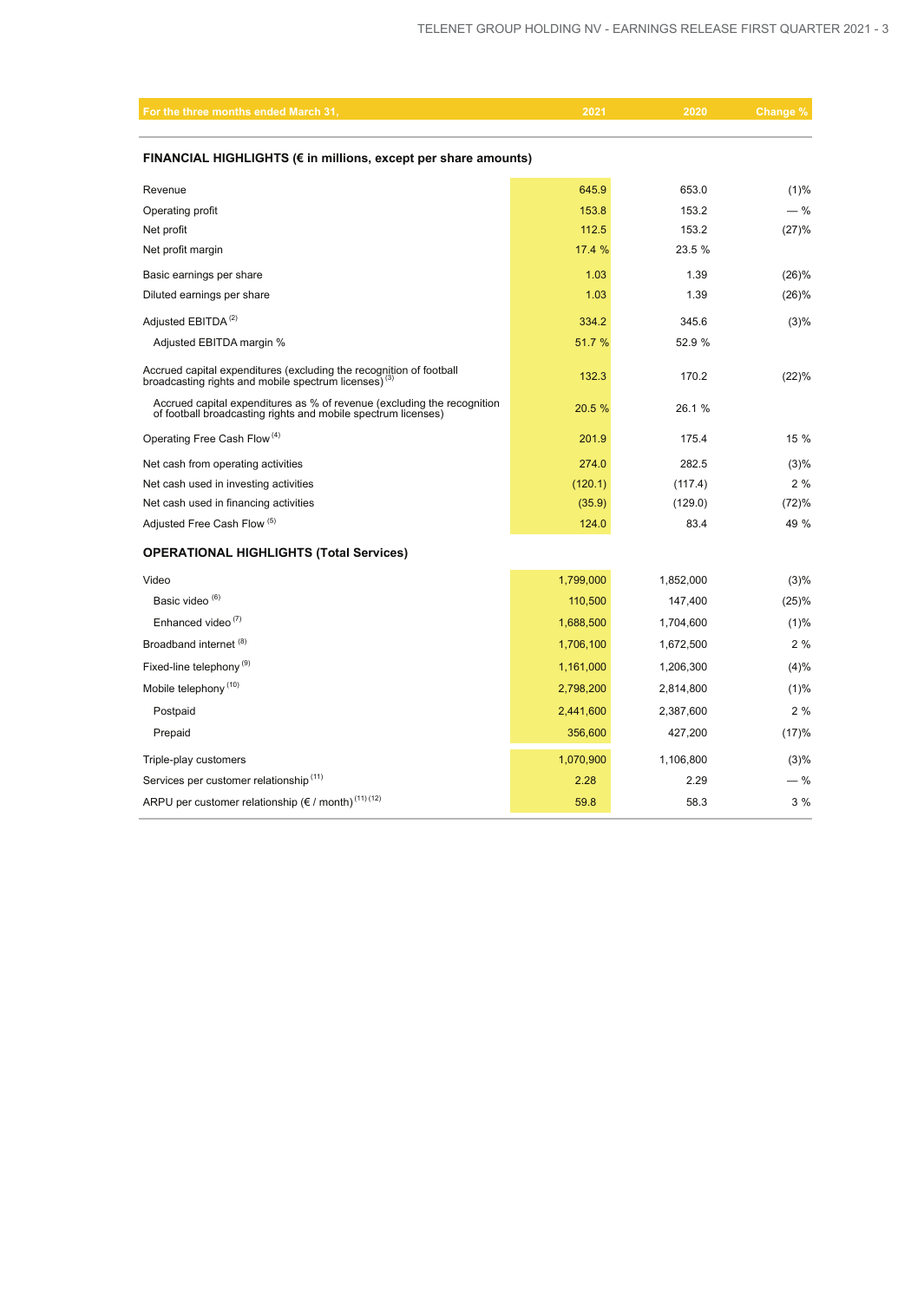| For the three months ended March 31, | 2021 | 2020 | Change % |
|---|---|---|---|
| **FINANCIAL HIGHLIGHTS (€ in millions, except per share amounts)** | | | |
| Revenue | 645.9 | 653.0 | (1)% |
| Operating profit | 153.8 | 153.2 | — % |
| Net profit | 112.5 | 153.2 | (27)% |
| Net profit margin | 17.4 % | 23.5 % | |
| Basic earnings per share | 1.03 | 1.39 | (26)% |
| Diluted earnings per share | 1.03 | 1.39 | (26)% |
| Adjusted EBITDA [2] | 334.2 | 345.6 | (3)% |
| Adjusted EBITDA margin % | 51.7 % | 52.9 % | |
| Accrued capital expenditures (excluding the recognition of football broadcasting rights and mobile spectrum licenses) [3] | 132.3 | 170.2 | (22)% |
| Accrued capital expenditures as % of revenue (excluding the recognition of football broadcasting rights and mobile spectrum licenses) | 20.5 % | 26.1 % | |
| Operating Free Cash Flow [4] | 201.9 | 175.4 | 15 % |
| Net cash from operating activities | 274.0 | 282.5 | (3)% |
| Net cash used in investing activities | (120.1) | (117.4) | 2 % |
| Net cash used in financing activities | (35.9) | (129.0) | (72)% |
| Adjusted Free Cash Flow [5] | 124.0 | 83.4 | 49 % |
| **OPERATIONAL HIGHLIGHTS (Total Services)** | | | |
| Video | 1,799,000 | 1,852,000 | (3)% |
| Basic video [6] | 110,500 | 147,400 | (25)% |
| Enhanced video [7] | 1,688,500 | 1,704,600 | (1)% |
| Broadband internet [8] | 1,706,100 | 1,672,500 | 2 % |
| Fixed-line telephony [9] | 1,161,000 | 1,206,300 | (4)% |
| Mobile telephony [10] | 2,798,200 | 2,814,800 | (1)% |
| Postpaid | 2,441,600 | 2,387,600 | 2 % |
| Prepaid | 356,600 | 427,200 | (17)% |
| Triple-play customers | 1,070,900 | 1,106,800 | (3)% |
| Services per customer relationship [11] | 2.28 | 2.29 | — % |
| ARPU per customer relationship (€ / month) [11] [12] | 59.8 | 58.3 | 3 % |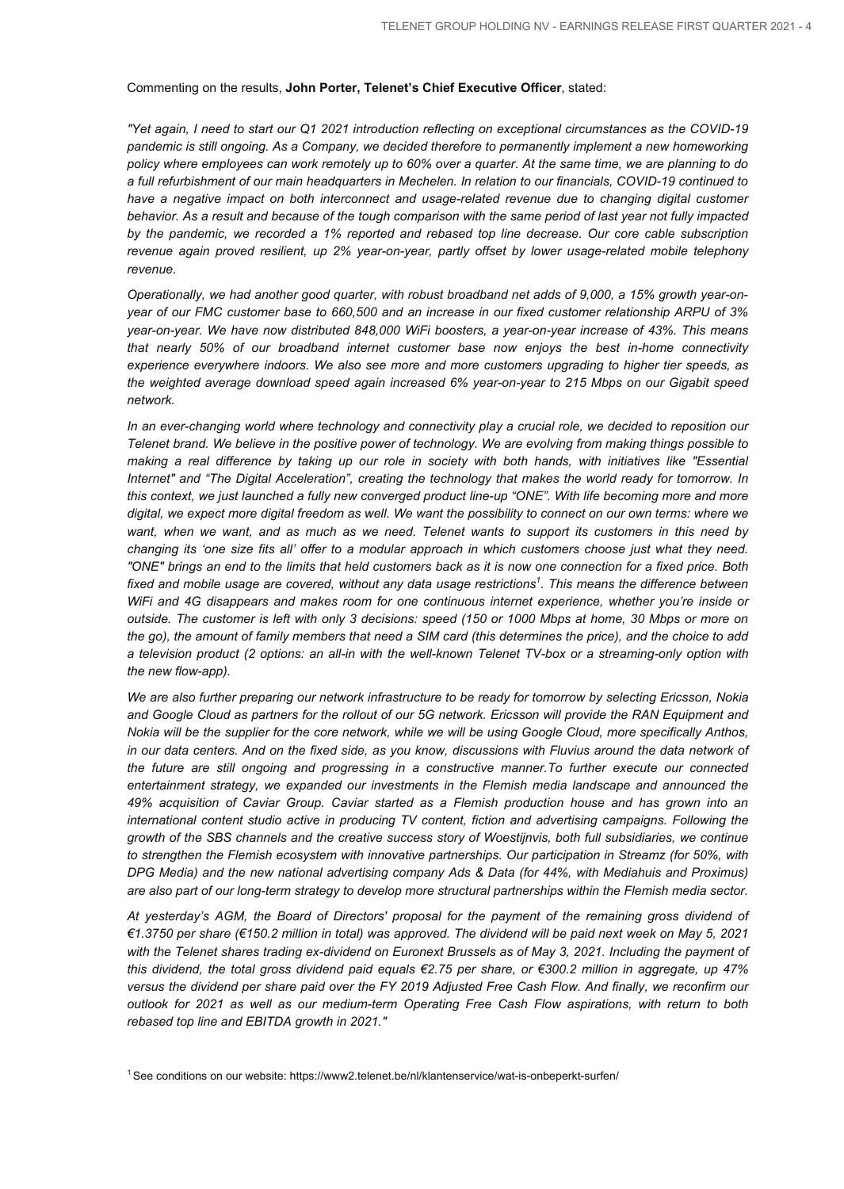Commenting on the results, **John Porter, Telenet's Chief Executive Officer**, stated:

*"Yet again, I need to start our Q1 2021 introduction reflecting on exceptional circumstances as the COVID-19 pandemic is still ongoing. As a Company, we decided therefore to permanently implement a new homeworking policy where employees can work remotely up to 60% over a quarter. At the same time, we are planning to do a full refurbishment of our main headquarters in Mechelen. In relation to our financials, COVID-19 continued to have a negative impact on both interconnect and usage-related revenue due to changing digital customer behavior. As a result and because of the tough comparison with the same period of last year not fully impacted by the pandemic, we recorded a 1% reported and rebased top line decrease. Our core cable subscription revenue again proved resilient, up 2% year-on-year, partly offset by lower usage-related mobile telephony revenue.*

*Operationally, we had another good quarter, with robust broadband net adds of 9,000, a 15% growth year-on-year of our FMC customer base to 660,500 and an increase in our fixed customer relationship ARPU of 3% year-on-year. We have now distributed 848,000 WiFi boosters, a year-on-year increase of 43%. This means that nearly 50% of our broadband internet customer base now enjoys the best in-home connectivity experience everywhere indoors. We also see more and more customers upgrading to higher tier speeds, as the weighted average download speed again increased 6% year-on-year to 215 Mbps on our Gigabit speed network.*

*In an ever-changing world where technology and connectivity play a crucial role, we decided to reposition our Telenet brand. We believe in the positive power of technology. We are evolving from making things possible to making a real difference by taking up our role in society with both hands, with initiatives like "Essential Internet" and "The Digital Acceleration", creating the technology that makes the world ready for tomorrow. In this context, we just launched a fully new converged product line-up "ONE". With life becoming more and more digital, we expect more digital freedom as well. We want the possibility to connect on our own terms: where we want, when we want, and as much as we need. Telenet wants to support its customers in this need by changing its 'one size fits all' offer to a modular approach in which customers choose just what they need. "ONE" brings an end to the limits that held customers back as it is now one connection for a fixed price. Both fixed and mobile usage are covered, without any data usage restrictions[1]. This means the difference between WiFi and 4G disappears and makes room for one continuous internet experience, whether you're inside or outside. The customer is left with only 3 decisions: speed (150 or 1000 Mbps at home, 30 Mbps or more on the go), the amount of family members that need a SIM card (this determines the price), and the choice to add a television product (2 options: an all-in with the well-known Telenet TV-box or a streaming-only option with the new flow-app).*

*We are also further preparing our network infrastructure to be ready for tomorrow by selecting Ericsson, Nokia and Google Cloud as partners for the rollout of our 5G network. Ericsson will provide the RAN Equipment and Nokia will be the supplier for the core network, while we will be using Google Cloud, more specifically Anthos, in our data centers. And on the fixed side, as you know, discussions with Fluvius around the data network of the future are still ongoing and progressing in a constructive manner.To further execute our connected entertainment strategy, we expanded our investments in the Flemish media landscape and announced the 49% acquisition of Caviar Group. Caviar started as a Flemish production house and has grown into an international content studio active in producing TV content, fiction and advertising campaigns. Following the growth of the SBS channels and the creative success story of Woestijnvis, both full subsidiaries, we continue to strengthen the Flemish ecosystem with innovative partnerships. Our participation in Streamz (for 50%, with DPG Media) and the new national advertising company Ads & Data (for 44%, with Mediahuis and Proximus) are also part of our long-term strategy to develop more structural partnerships within the Flemish media sector.*

*At yesterday's AGM, the Board of Directors' proposal for the payment of the remaining gross dividend of €1.3750 per share (€150.2 million in total) was approved. The dividend will be paid next week on May 5, 2021 with the Telenet shares trading ex-dividend on Euronext Brussels as of May 3, 2021. Including the payment of this dividend, the total gross dividend paid equals €2.75 per share, or €300.2 million in aggregate, up 47% versus the dividend per share paid over the FY 2019 Adjusted Free Cash Flow. And finally, we reconfirm our outlook for 2021 as well as our medium-term Operating Free Cash Flow aspirations, with return to both rebased top line and EBITDA growth in 2021."*

[1] See conditions on our website: https://www2.telenet.be/nl/klantenservice/wat-is-onbeperkt-surfen/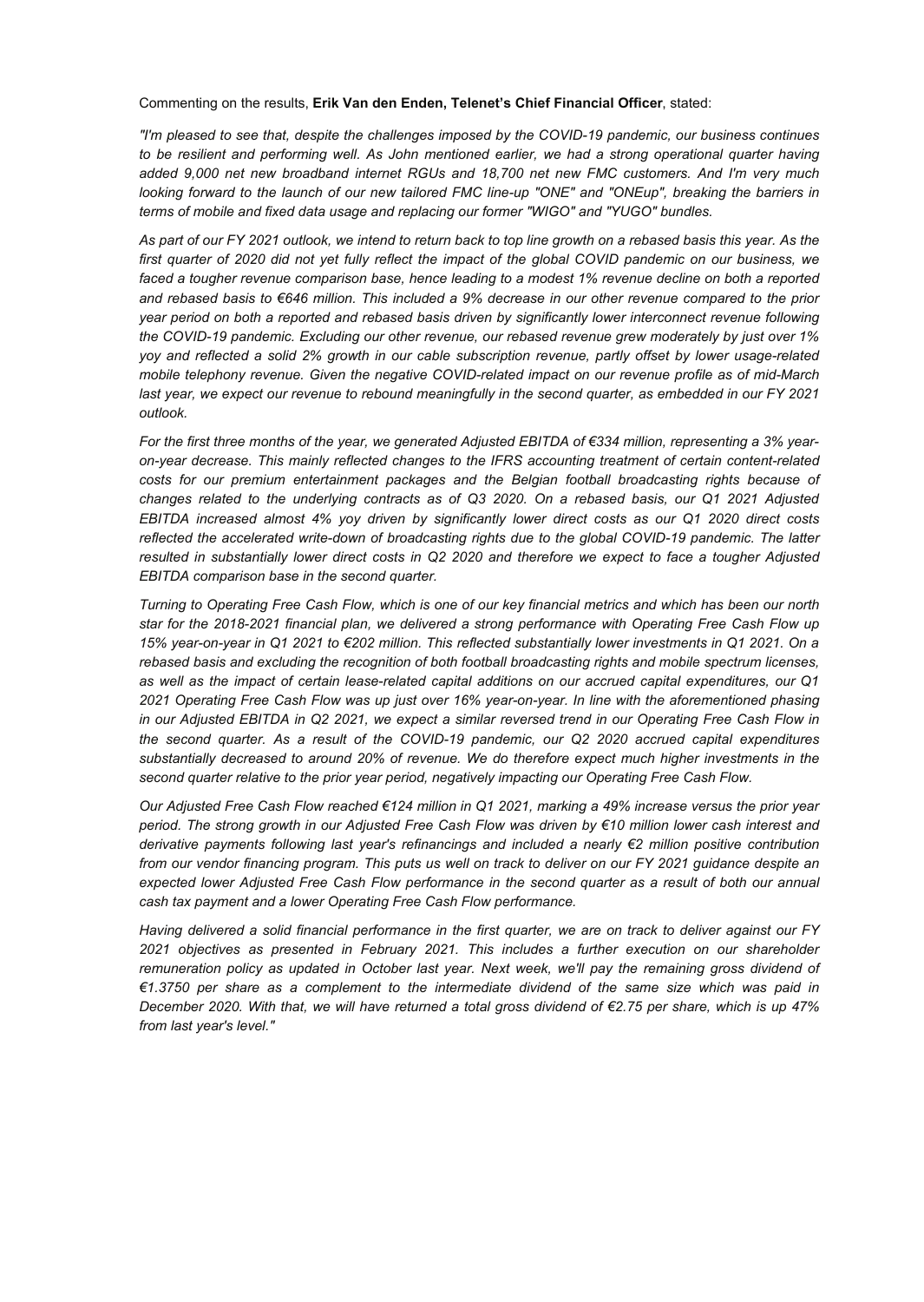Commenting on the results, **Erik Van den Enden, Telenet's Chief Financial Officer**, stated:

*"I'm pleased to see that, despite the challenges imposed by the COVID-19 pandemic, our business continues to be resilient and performing well. As John mentioned earlier, we had a strong operational quarter having added 9,000 net new broadband internet RGUs and 18,700 net new FMC customers. And I'm very much looking forward to the launch of our new tailored FMC line-up "ONE" and "ONEup", breaking the barriers in terms of mobile and fixed data usage and replacing our former "WIGO" and "YUGO" bundles.*

*As part of our FY 2021 outlook, we intend to return back to top line growth on a rebased basis this year. As the first quarter of 2020 did not yet fully reflect the impact of the global COVID pandemic on our business, we faced a tougher revenue comparison base, hence leading to a modest 1% revenue decline on both a reported and rebased basis to €646 million. This included a 9% decrease in our other revenue compared to the prior year period on both a reported and rebased basis driven by significantly lower interconnect revenue following the COVID-19 pandemic. Excluding our other revenue, our rebased revenue grew moderately by just over 1% yoy and reflected a solid 2% growth in our cable subscription revenue, partly offset by lower usage-related mobile telephony revenue. Given the negative COVID-related impact on our revenue profile as of mid-March last year, we expect our revenue to rebound meaningfully in the second quarter, as embedded in our FY 2021 outlook.*

*For the first three months of the year, we generated Adjusted EBITDA of €334 million, representing a 3% year-on-year decrease. This mainly reflected changes to the IFRS accounting treatment of certain content-related costs for our premium entertainment packages and the Belgian football broadcasting rights because of changes related to the underlying contracts as of Q3 2020. On a rebased basis, our Q1 2021 Adjusted EBITDA increased almost 4% yoy driven by significantly lower direct costs as our Q1 2020 direct costs reflected the accelerated write-down of broadcasting rights due to the global COVID-19 pandemic. The latter resulted in substantially lower direct costs in Q2 2020 and therefore we expect to face a tougher Adjusted EBITDA comparison base in the second quarter.*

*Turning to Operating Free Cash Flow, which is one of our key financial metrics and which has been our north star for the 2018-2021 financial plan, we delivered a strong performance with Operating Free Cash Flow up 15% year-on-year in Q1 2021 to €202 million. This reflected substantially lower investments in Q1 2021. On a rebased basis and excluding the recognition of both football broadcasting rights and mobile spectrum licenses, as well as the impact of certain lease-related capital additions on our accrued capital expenditures, our Q1 2021 Operating Free Cash Flow was up just over 16% year-on-year. In line with the aforementioned phasing in our Adjusted EBITDA in Q2 2021, we expect a similar reversed trend in our Operating Free Cash Flow in the second quarter. As a result of the COVID-19 pandemic, our Q2 2020 accrued capital expenditures substantially decreased to around 20% of revenue. We do therefore expect much higher investments in the second quarter relative to the prior year period, negatively impacting our Operating Free Cash Flow.*

*Our Adjusted Free Cash Flow reached €124 million in Q1 2021, marking a 49% increase versus the prior year period. The strong growth in our Adjusted Free Cash Flow was driven by €10 million lower cash interest and derivative payments following last year's refinancings and included a nearly €2 million positive contribution from our vendor financing program. This puts us well on track to deliver on our FY 2021 guidance despite an expected lower Adjusted Free Cash Flow performance in the second quarter as a result of both our annual cash tax payment and a lower Operating Free Cash Flow performance.*

*Having delivered a solid financial performance in the first quarter, we are on track to deliver against our FY 2021 objectives as presented in February 2021. This includes a further execution on our shareholder remuneration policy as updated in October last year. Next week, we'll pay the remaining gross dividend of €1.3750 per share as a complement to the intermediate dividend of the same size which was paid in December 2020. With that, we will have returned a total gross dividend of €2.75 per share, which is up 47% from last year's level."*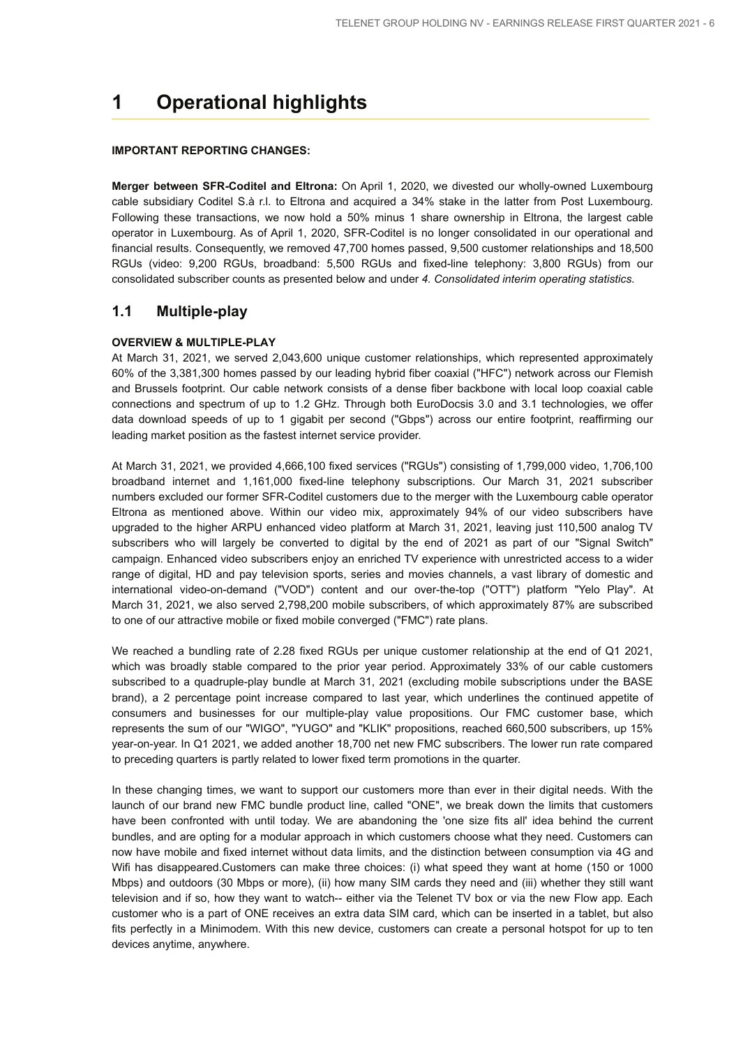# 1 Operational highlights

**IMPORTANT REPORTING CHANGES:**

**Merger between SFR-Coditel and Eltrona:** On April 1, 2020, we divested our wholly-owned Luxembourg cable subsidiary Coditel S.à r.l. to Eltrona and acquired a 34% stake in the latter from Post Luxembourg. Following these transactions, we now hold a 50% minus 1 share ownership in Eltrona, the largest cable operator in Luxembourg. As of April 1, 2020, SFR-Coditel is no longer consolidated in our operational and financial results. Consequently, we removed 47,700 homes passed, 9,500 customer relationships and 18,500 RGUs (video: 9,200 RGUs, broadband: 5,500 RGUs and fixed-line telephony: 3,800 RGUs) from our consolidated subscriber counts as presented below and under *4. Consolidated interim operating statistics*.

## 1.1 Multiple-play

**OVERVIEW & MULTIPLE-PLAY**

At March 31, 2021, we served 2,043,600 unique customer relationships, which represented approximately 60% of the 3,381,300 homes passed by our leading hybrid fiber coaxial ("HFC") network across our Flemish and Brussels footprint. Our cable network consists of a dense fiber backbone with local loop coaxial cable connections and spectrum of up to 1.2 GHz. Through both EuroDocsis 3.0 and 3.1 technologies, we offer data download speeds of up to 1 gigabit per second ("Gbps") across our entire footprint, reaffirming our leading market position as the fastest internet service provider.

At March 31, 2021, we provided 4,666,100 fixed services ("RGUs") consisting of 1,799,000 video, 1,706,100 broadband internet and 1,161,000 fixed-line telephony subscriptions. Our March 31, 2021 subscriber numbers excluded our former SFR-Coditel customers due to the merger with the Luxembourg cable operator Eltrona as mentioned above. Within our video mix, approximately 94% of our video subscribers have upgraded to the higher ARPU enhanced video platform at March 31, 2021, leaving just 110,500 analog TV subscribers who will largely be converted to digital by the end of 2021 as part of our "Signal Switch" campaign. Enhanced video subscribers enjoy an enriched TV experience with unrestricted access to a wider range of digital, HD and pay television sports, series and movies channels, a vast library of domestic and international video-on-demand ("VOD") content and our over-the-top ("OTT") platform "Yelo Play". At March 31, 2021, we also served 2,798,200 mobile subscribers, of which approximately 87% are subscribed to one of our attractive mobile or fixed mobile converged ("FMC") rate plans.

We reached a bundling rate of 2.28 fixed RGUs per unique customer relationship at the end of Q1 2021, which was broadly stable compared to the prior year period. Approximately 33% of our cable customers subscribed to a quadruple-play bundle at March 31, 2021 (excluding mobile subscriptions under the BASE brand), a 2 percentage point increase compared to last year, which underlines the continued appetite of consumers and businesses for our multiple-play value propositions. Our FMC customer base, which represents the sum of our "WIGO", "YUGO" and "KLIK" propositions, reached 660,500 subscribers, up 15% year-on-year. In Q1 2021, we added another 18,700 net new FMC subscribers. The lower run rate compared to preceding quarters is partly related to lower fixed term promotions in the quarter.

In these changing times, we want to support our customers more than ever in their digital needs. With the launch of our brand new FMC bundle product line, called "ONE", we break down the limits that customers have been confronted with until today. We are abandoning the 'one size fits all' idea behind the current bundles, and are opting for a modular approach in which customers choose what they need. Customers can now have mobile and fixed internet without data limits, and the distinction between consumption via 4G and Wifi has disappeared.Customers can make three choices: (i) what speed they want at home (150 or 1000 Mbps) and outdoors (30 Mbps or more), (ii) how many SIM cards they need and (iii) whether they still want television and if so, how they want to watch-- either via the Telenet TV box or via the new Flow app. Each customer who is a part of ONE receives an extra data SIM card, which can be inserted in a tablet, but also fits perfectly in a Minimodem. With this new device, customers can create a personal hotspot for up to ten devices anytime, anywhere.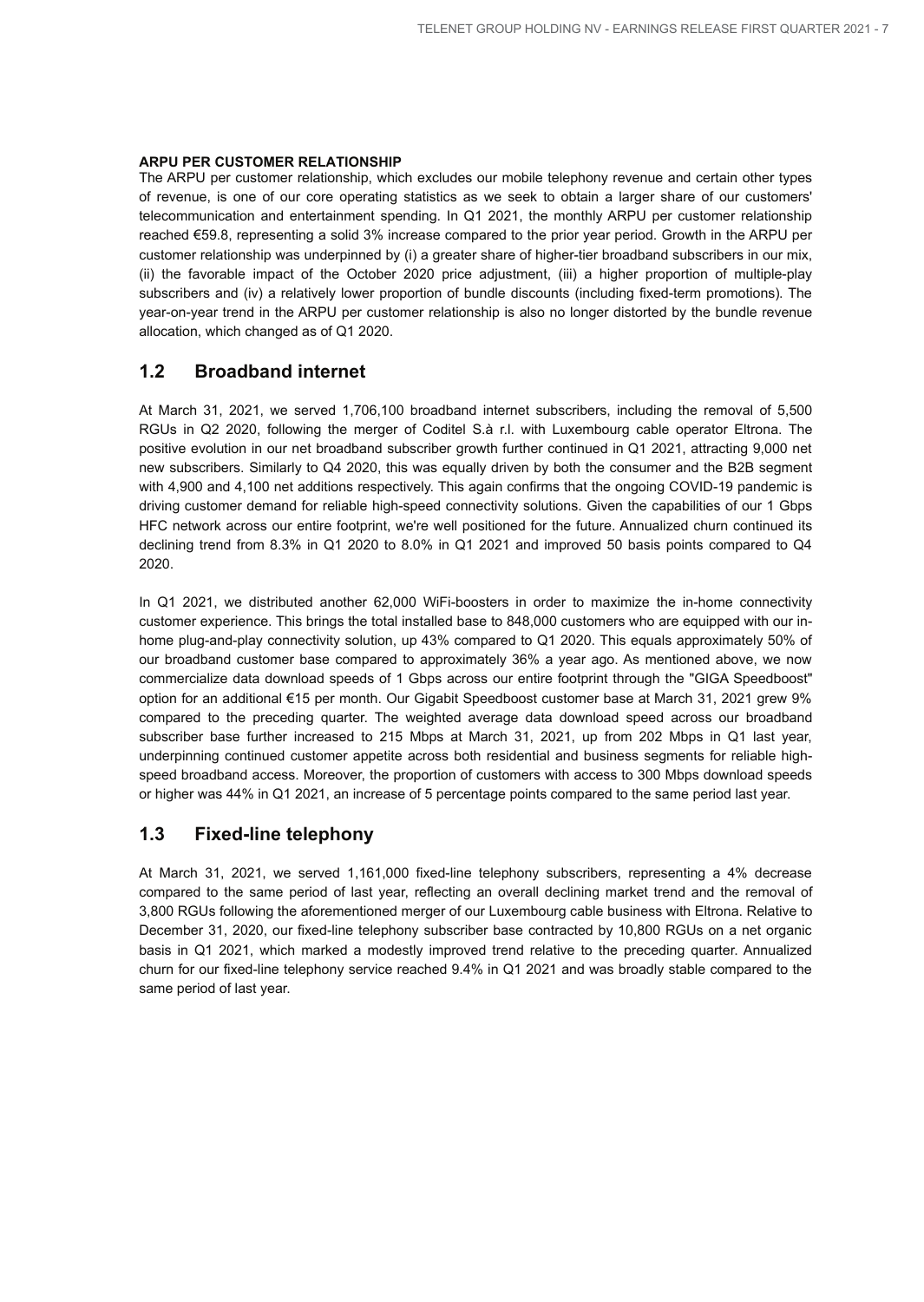**ARPU PER CUSTOMER RELATIONSHIP**

The ARPU per customer relationship, which excludes our mobile telephony revenue and certain other types of revenue, is one of our core operating statistics as we seek to obtain a larger share of our customers' telecommunication and entertainment spending. In Q1 2021, the monthly ARPU per customer relationship reached €59.8, representing a solid 3% increase compared to the prior year period. Growth in the ARPU per customer relationship was underpinned by (i) a greater share of higher-tier broadband subscribers in our mix, (ii) the favorable impact of the October 2020 price adjustment, (iii) a higher proportion of multiple-play subscribers and (iv) a relatively lower proportion of bundle discounts (including fixed-term promotions). The year-on-year trend in the ARPU per customer relationship is also no longer distorted by the bundle revenue allocation, which changed as of Q1 2020.

## 1.2 Broadband internet

At March 31, 2021, we served 1,706,100 broadband internet subscribers, including the removal of 5,500 RGUs in Q2 2020, following the merger of Coditel S.à r.l. with Luxembourg cable operator Eltrona. The positive evolution in our net broadband subscriber growth further continued in Q1 2021, attracting 9,000 net new subscribers. Similarly to Q4 2020, this was equally driven by both the consumer and the B2B segment with 4,900 and 4,100 net additions respectively. This again confirms that the ongoing COVID-19 pandemic is driving customer demand for reliable high-speed connectivity solutions. Given the capabilities of our 1 Gbps HFC network across our entire footprint, we're well positioned for the future. Annualized churn continued its declining trend from 8.3% in Q1 2020 to 8.0% in Q1 2021 and improved 50 basis points compared to Q4 2020.

In Q1 2021, we distributed another 62,000 WiFi-boosters in order to maximize the in-home connectivity customer experience. This brings the total installed base to 848,000 customers who are equipped with our in-home plug-and-play connectivity solution, up 43% compared to Q1 2020. This equals approximately 50% of our broadband customer base compared to approximately 36% a year ago. As mentioned above, we now commercialize data download speeds of 1 Gbps across our entire footprint through the "GIGA Speedboost" option for an additional €15 per month. Our Gigabit Speedboost customer base at March 31, 2021 grew 9% compared to the preceding quarter. The weighted average data download speed across our broadband subscriber base further increased to 215 Mbps at March 31, 2021, up from 202 Mbps in Q1 last year, underpinning continued customer appetite across both residential and business segments for reliable high-speed broadband access. Moreover, the proportion of customers with access to 300 Mbps download speeds or higher was 44% in Q1 2021, an increase of 5 percentage points compared to the same period last year.

## 1.3 Fixed-line telephony

At March 31, 2021, we served 1,161,000 fixed-line telephony subscribers, representing a 4% decrease compared to the same period of last year, reflecting an overall declining market trend and the removal of 3,800 RGUs following the aforementioned merger of our Luxembourg cable business with Eltrona. Relative to December 31, 2020, our fixed-line telephony subscriber base contracted by 10,800 RGUs on a net organic basis in Q1 2021, which marked a modestly improved trend relative to the preceding quarter. Annualized churn for our fixed-line telephony service reached 9.4% in Q1 2021 and was broadly stable compared to the same period of last year.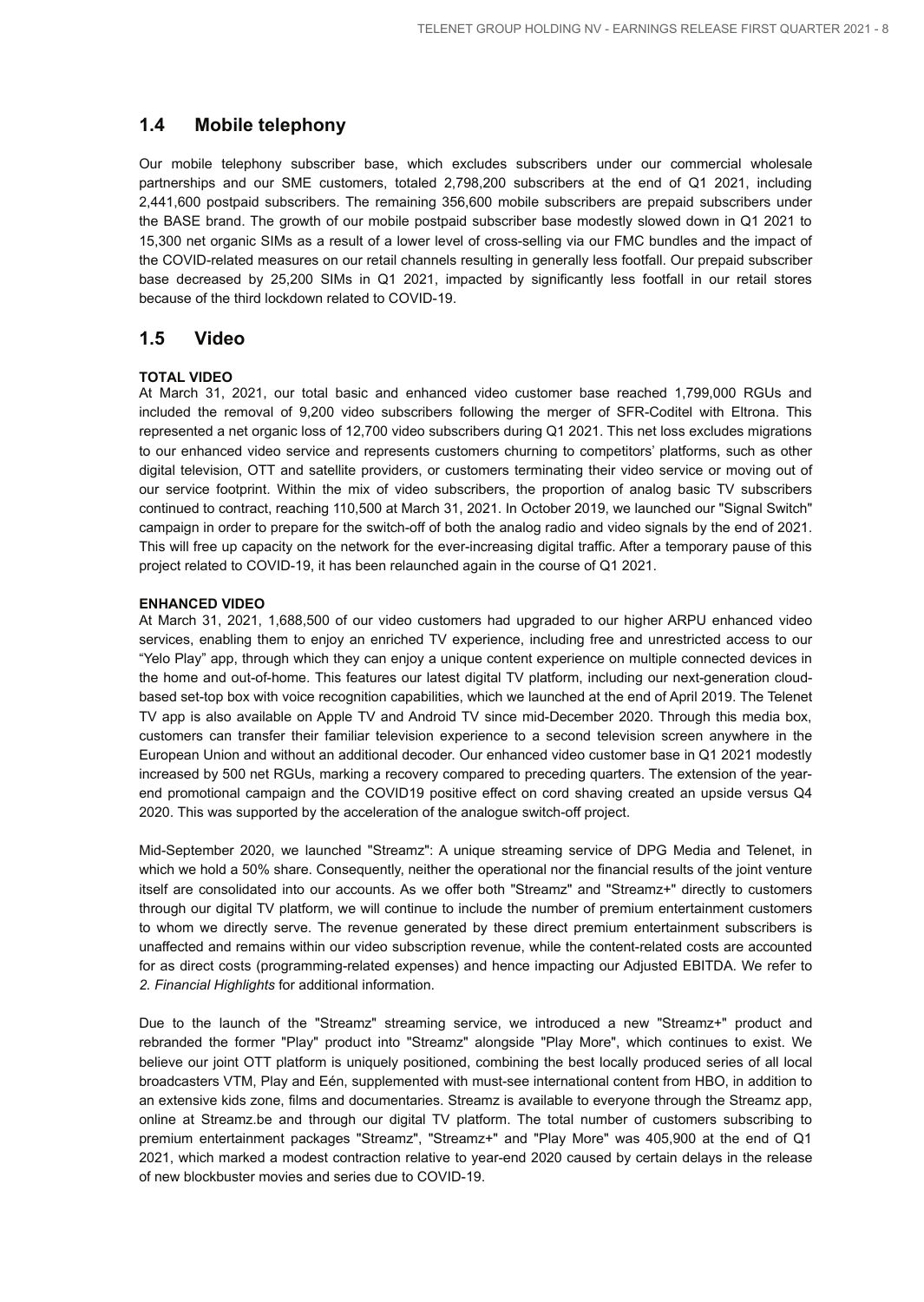## 1.4 Mobile telephony

Our mobile telephony subscriber base, which excludes subscribers under our commercial wholesale partnerships and our SME customers, totaled 2,798,200 subscribers at the end of Q1 2021, including 2,441,600 postpaid subscribers. The remaining 356,600 mobile subscribers are prepaid subscribers under the BASE brand. The growth of our mobile postpaid subscriber base modestly slowed down in Q1 2021 to 15,300 net organic SIMs as a result of a lower level of cross-selling via our FMC bundles and the impact of the COVID-related measures on our retail channels resulting in generally less footfall. Our prepaid subscriber base decreased by 25,200 SIMs in Q1 2021, impacted by significantly less footfall in our retail stores because of the third lockdown related to COVID-19.

## 1.5 Video

**TOTAL VIDEO**

At March 31, 2021, our total basic and enhanced video customer base reached 1,799,000 RGUs and included the removal of 9,200 video subscribers following the merger of SFR-Coditel with Eltrona. This represented a net organic loss of 12,700 video subscribers during Q1 2021. This net loss excludes migrations to our enhanced video service and represents customers churning to competitors' platforms, such as other digital television, OTT and satellite providers, or customers terminating their video service or moving out of our service footprint. Within the mix of video subscribers, the proportion of analog basic TV subscribers continued to contract, reaching 110,500 at March 31, 2021. In October 2019, we launched our "Signal Switch" campaign in order to prepare for the switch-off of both the analog radio and video signals by the end of 2021. This will free up capacity on the network for the ever-increasing digital traffic. After a temporary pause of this project related to COVID-19, it has been relaunched again in the course of Q1 2021.

**ENHANCED VIDEO**

At March 31, 2021, 1,688,500 of our video customers had upgraded to our higher ARPU enhanced video services, enabling them to enjoy an enriched TV experience, including free and unrestricted access to our "Yelo Play" app, through which they can enjoy a unique content experience on multiple connected devices in the home and out-of-home. This features our latest digital TV platform, including our next-generation cloud-based set-top box with voice recognition capabilities, which we launched at the end of April 2019. The Telenet TV app is also available on Apple TV and Android TV since mid-December 2020. Through this media box, customers can transfer their familiar television experience to a second television screen anywhere in the European Union and without an additional decoder. Our enhanced video customer base in Q1 2021 modestly increased by 500 net RGUs, marking a recovery compared to preceding quarters. The extension of the year-end promotional campaign and the COVID19 positive effect on cord shaving created an upside versus Q4 2020. This was supported by the acceleration of the analogue switch-off project.

Mid-September 2020, we launched "Streamz": A unique streaming service of DPG Media and Telenet, in which we hold a 50% share. Consequently, neither the operational nor the financial results of the joint venture itself are consolidated into our accounts. As we offer both "Streamz" and "Streamz+" directly to customers through our digital TV platform, we will continue to include the number of premium entertainment customers to whom we directly serve. The revenue generated by these direct premium entertainment subscribers is unaffected and remains within our video subscription revenue, while the content-related costs are accounted for as direct costs (programming-related expenses) and hence impacting our Adjusted EBITDA. We refer to *2. Financial Highlights* for additional information.

Due to the launch of the "Streamz" streaming service, we introduced a new "Streamz+" product and rebranded the former "Play" product into "Streamz" alongside "Play More", which continues to exist. We believe our joint OTT platform is uniquely positioned, combining the best locally produced series of all local broadcasters VTM, Play and Eén, supplemented with must-see international content from HBO, in addition to an extensive kids zone, films and documentaries. Streamz is available to everyone through the Streamz app, online at Streamz.be and through our digital TV platform. The total number of customers subscribing to premium entertainment packages "Streamz", "Streamz+" and "Play More" was 405,900 at the end of Q1 2021, which marked a modest contraction relative to year-end 2020 caused by certain delays in the release of new blockbuster movies and series due to COVID-19.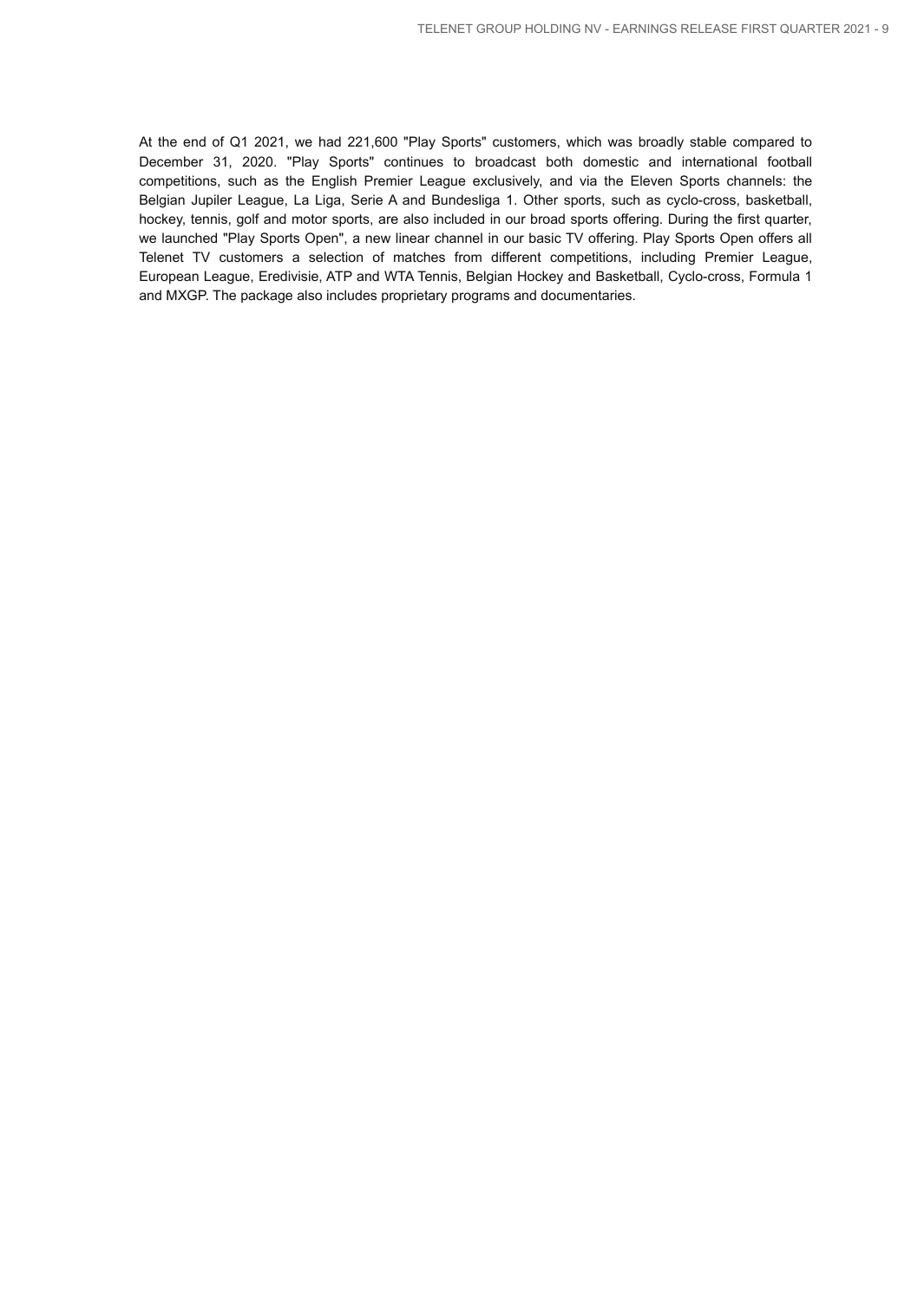At the end of Q1 2021, we had 221,600 "Play Sports" customers, which was broadly stable compared to December 31, 2020. "Play Sports" continues to broadcast both domestic and international football competitions, such as the English Premier League exclusively, and via the Eleven Sports channels: the Belgian Jupiler League, La Liga, Serie A and Bundesliga 1. Other sports, such as cyclo-cross, basketball, hockey, tennis, golf and motor sports, are also included in our broad sports offering. During the first quarter, we launched "Play Sports Open", a new linear channel in our basic TV offering. Play Sports Open offers all Telenet TV customers a selection of matches from different competitions, including Premier League, European League, Eredivisie, ATP and WTA Tennis, Belgian Hockey and Basketball, Cyclo-cross, Formula 1 and MXGP. The package also includes proprietary programs and documentaries.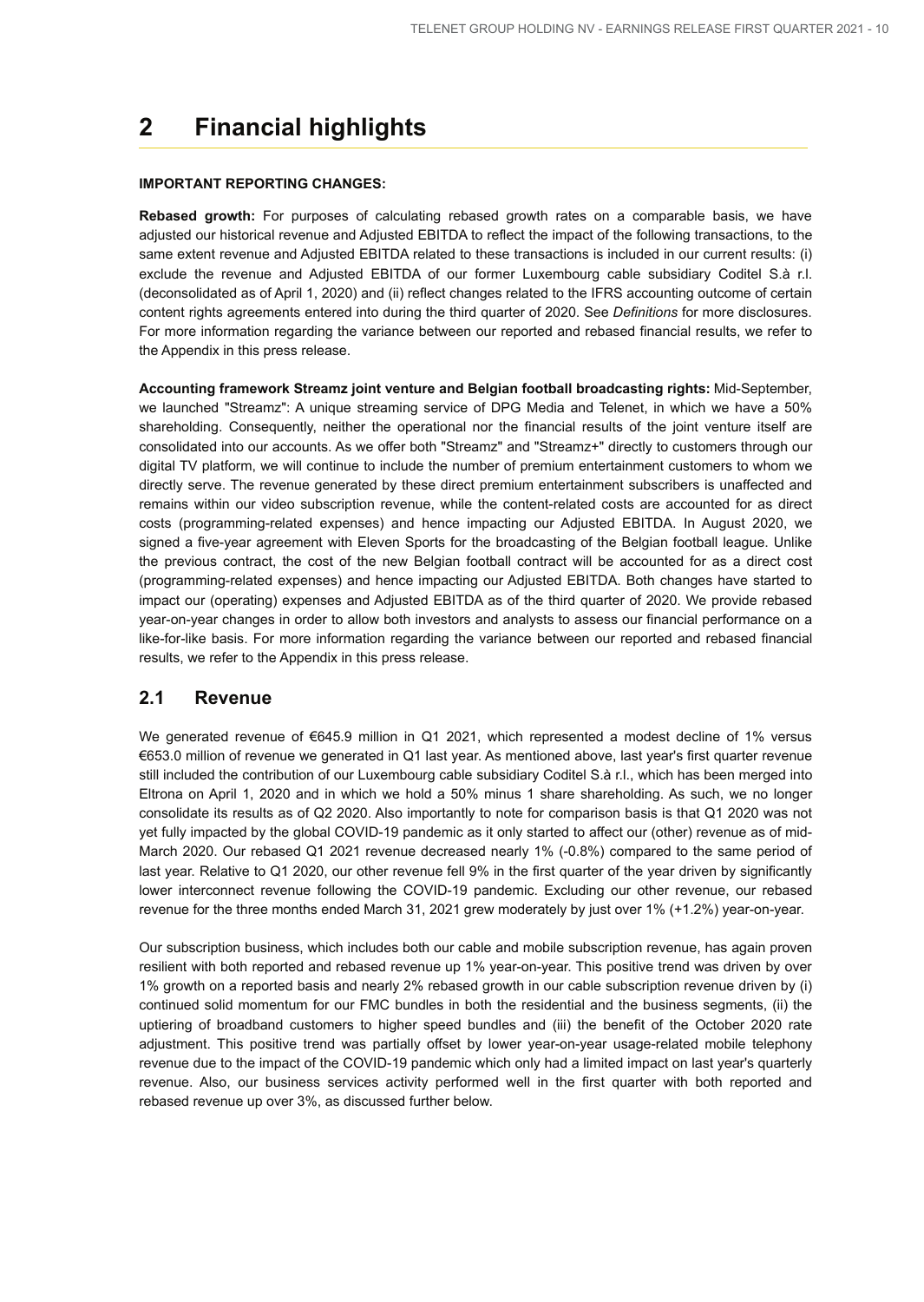# 2 Financial highlights

**IMPORTANT REPORTING CHANGES:**

**Rebased growth:** For purposes of calculating rebased growth rates on a comparable basis, we have adjusted our historical revenue and Adjusted EBITDA to reflect the impact of the following transactions, to the same extent revenue and Adjusted EBITDA related to these transactions is included in our current results: (i) exclude the revenue and Adjusted EBITDA of our former Luxembourg cable subsidiary Coditel S.à r.l. (deconsolidated as of April 1, 2020) and (ii) reflect changes related to the IFRS accounting outcome of certain content rights agreements entered into during the third quarter of 2020. See *Definitions* for more disclosures. For more information regarding the variance between our reported and rebased financial results, we refer to the Appendix in this press release.

**Accounting framework Streamz joint venture and Belgian football broadcasting rights:** Mid-September, we launched "Streamz": A unique streaming service of DPG Media and Telenet, in which we have a 50% shareholding. Consequently, neither the operational nor the financial results of the joint venture itself are consolidated into our accounts. As we offer both "Streamz" and "Streamz+" directly to customers through our digital TV platform, we will continue to include the number of premium entertainment customers to whom we directly serve. The revenue generated by these direct premium entertainment subscribers is unaffected and remains within our video subscription revenue, while the content-related costs are accounted for as direct costs (programming-related expenses) and hence impacting our Adjusted EBITDA. In August 2020, we signed a five-year agreement with Eleven Sports for the broadcasting of the Belgian football league. Unlike the previous contract, the cost of the new Belgian football contract will be accounted for as a direct cost (programming-related expenses) and hence impacting our Adjusted EBITDA. Both changes have started to impact our (operating) expenses and Adjusted EBITDA as of the third quarter of 2020. We provide rebased year-on-year changes in order to allow both investors and analysts to assess our financial performance on a like-for-like basis. For more information regarding the variance between our reported and rebased financial results, we refer to the Appendix in this press release.

## 2.1 Revenue

We generated revenue of €645.9 million in Q1 2021, which represented a modest decline of 1% versus €653.0 million of revenue we generated in Q1 last year. As mentioned above, last year's first quarter revenue still included the contribution of our Luxembourg cable subsidiary Coditel S.à r.l., which has been merged into Eltrona on April 1, 2020 and in which we hold a 50% minus 1 share shareholding. As such, we no longer consolidate its results as of Q2 2020. Also importantly to note for comparison basis is that Q1 2020 was not yet fully impacted by the global COVID-19 pandemic as it only started to affect our (other) revenue as of mid-March 2020. Our rebased Q1 2021 revenue decreased nearly 1% (-0.8%) compared to the same period of last year. Relative to Q1 2020, our other revenue fell 9% in the first quarter of the year driven by significantly lower interconnect revenue following the COVID-19 pandemic. Excluding our other revenue, our rebased revenue for the three months ended March 31, 2021 grew moderately by just over 1% (+1.2%) year-on-year.

Our subscription business, which includes both our cable and mobile subscription revenue, has again proven resilient with both reported and rebased revenue up 1% year-on-year. This positive trend was driven by over 1% growth on a reported basis and nearly 2% rebased growth in our cable subscription revenue driven by (i) continued solid momentum for our FMC bundles in both the residential and the business segments, (ii) the uptiering of broadband customers to higher speed bundles and (iii) the benefit of the October 2020 rate adjustment. This positive trend was partially offset by lower year-on-year usage-related mobile telephony revenue due to the impact of the COVID-19 pandemic which only had a limited impact on last year's quarterly revenue. Also, our business services activity performed well in the first quarter with both reported and rebased revenue up over 3%, as discussed further below.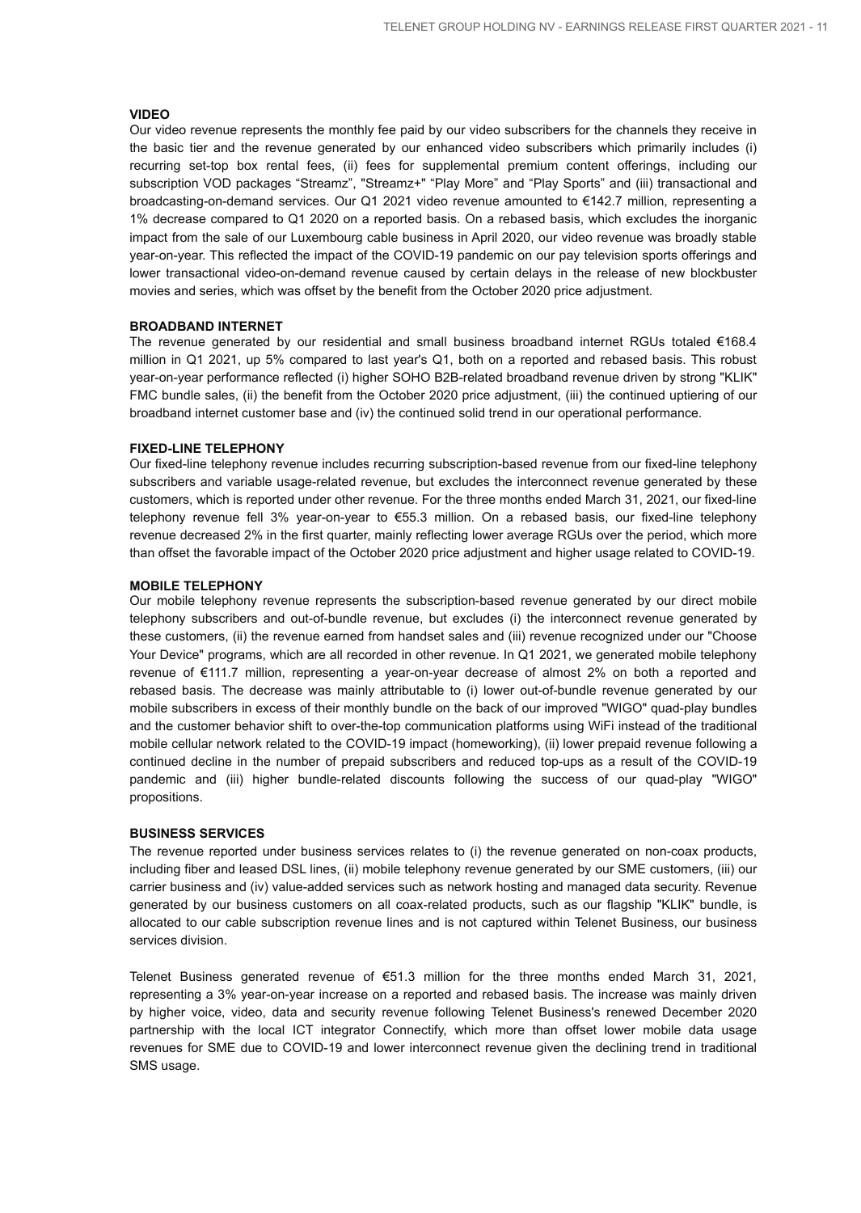### VIDEO

Our video revenue represents the monthly fee paid by our video subscribers for the channels they receive in the basic tier and the revenue generated by our enhanced video subscribers which primarily includes (i) recurring set-top box rental fees, (ii) fees for supplemental premium content offerings, including our subscription VOD packages "Streamz", "Streamz+" "Play More" and "Play Sports" and (iii) transactional and broadcasting-on-demand services. Our Q1 2021 video revenue amounted to €142.7 million, representing a 1% decrease compared to Q1 2020 on a reported basis. On a rebased basis, which excludes the inorganic impact from the sale of our Luxembourg cable business in April 2020, our video revenue was broadly stable year-on-year. This reflected the impact of the COVID-19 pandemic on our pay television sports offerings and lower transactional video-on-demand revenue caused by certain delays in the release of new blockbuster movies and series, which was offset by the benefit from the October 2020 price adjustment.

### BROADBAND INTERNET

The revenue generated by our residential and small business broadband internet RGUs totaled €168.4 million in Q1 2021, up 5% compared to last year's Q1, both on a reported and rebased basis. This robust year-on-year performance reflected (i) higher SOHO B2B-related broadband revenue driven by strong "KLIK" FMC bundle sales, (ii) the benefit from the October 2020 price adjustment, (iii) the continued uptiering of our broadband internet customer base and (iv) the continued solid trend in our operational performance.

### FIXED-LINE TELEPHONY

Our fixed-line telephony revenue includes recurring subscription-based revenue from our fixed-line telephony subscribers and variable usage-related revenue, but excludes the interconnect revenue generated by these customers, which is reported under other revenue. For the three months ended March 31, 2021, our fixed-line telephony revenue fell 3% year-on-year to €55.3 million. On a rebased basis, our fixed-line telephony revenue decreased 2% in the first quarter, mainly reflecting lower average RGUs over the period, which more than offset the favorable impact of the October 2020 price adjustment and higher usage related to COVID-19.

### MOBILE TELEPHONY

Our mobile telephony revenue represents the subscription-based revenue generated by our direct mobile telephony subscribers and out-of-bundle revenue, but excludes (i) the interconnect revenue generated by these customers, (ii) the revenue earned from handset sales and (iii) revenue recognized under our "Choose Your Device" programs, which are all recorded in other revenue. In Q1 2021, we generated mobile telephony revenue of €111.7 million, representing a year-on-year decrease of almost 2% on both a reported and rebased basis. The decrease was mainly attributable to (i) lower out-of-bundle revenue generated by our mobile subscribers in excess of their monthly bundle on the back of our improved "WIGO" quad-play bundles and the customer behavior shift to over-the-top communication platforms using WiFi instead of the traditional mobile cellular network related to the COVID-19 impact (homeworking), (ii) lower prepaid revenue following a continued decline in the number of prepaid subscribers and reduced top-ups as a result of the COVID-19 pandemic and (iii) higher bundle-related discounts following the success of our quad-play "WIGO" propositions.

### BUSINESS SERVICES

The revenue reported under business services relates to (i) the revenue generated on non-coax products, including fiber and leased DSL lines, (ii) mobile telephony revenue generated by our SME customers, (iii) our carrier business and (iv) value-added services such as network hosting and managed data security. Revenue generated by our business customers on all coax-related products, such as our flagship "KLIK" bundle, is allocated to our cable subscription revenue lines and is not captured within Telenet Business, our business services division.

Telenet Business generated revenue of €51.3 million for the three months ended March 31, 2021, representing a 3% year-on-year increase on a reported and rebased basis. The increase was mainly driven by higher voice, video, data and security revenue following Telenet Business's renewed December 2020 partnership with the local ICT integrator Connectify, which more than offset lower mobile data usage revenues for SME due to COVID-19 and lower interconnect revenue given the declining trend in traditional SMS usage.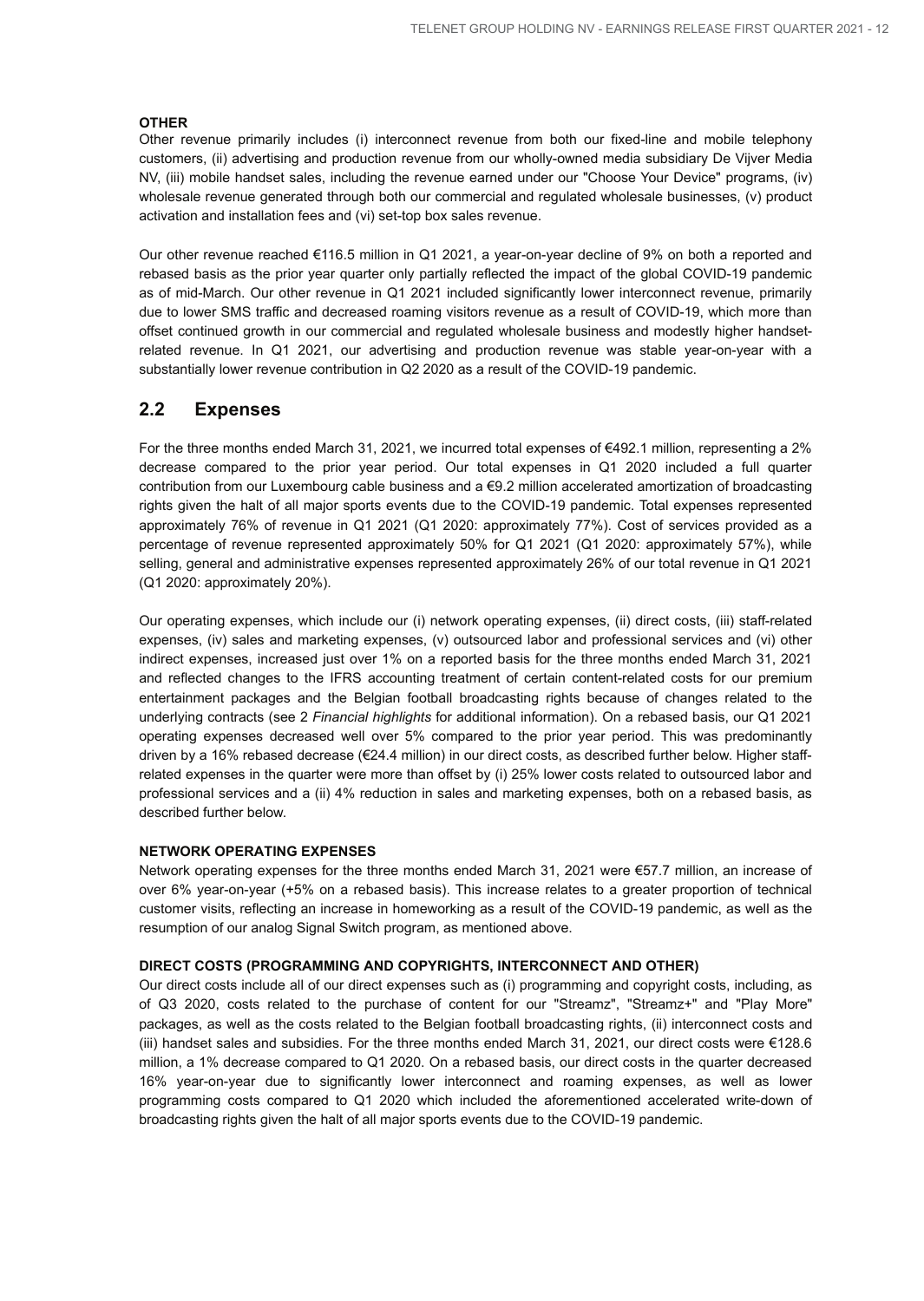**OTHER**

Other revenue primarily includes (i) interconnect revenue from both our fixed-line and mobile telephony customers, (ii) advertising and production revenue from our wholly-owned media subsidiary De Vijver Media NV, (iii) mobile handset sales, including the revenue earned under our "Choose Your Device" programs, (iv) wholesale revenue generated through both our commercial and regulated wholesale businesses, (v) product activation and installation fees and (vi) set-top box sales revenue.

Our other revenue reached €116.5 million in Q1 2021, a year-on-year decline of 9% on both a reported and rebased basis as the prior year quarter only partially reflected the impact of the global COVID-19 pandemic as of mid-March. Our other revenue in Q1 2021 included significantly lower interconnect revenue, primarily due to lower SMS traffic and decreased roaming visitors revenue as a result of COVID-19, which more than offset continued growth in our commercial and regulated wholesale business and modestly higher handset-related revenue. In Q1 2021, our advertising and production revenue was stable year-on-year with a substantially lower revenue contribution in Q2 2020 as a result of the COVID-19 pandemic.

## 2.2 Expenses

For the three months ended March 31, 2021, we incurred total expenses of €492.1 million, representing a 2% decrease compared to the prior year period. Our total expenses in Q1 2020 included a full quarter contribution from our Luxembourg cable business and a €9.2 million accelerated amortization of broadcasting rights given the halt of all major sports events due to the COVID-19 pandemic. Total expenses represented approximately 76% of revenue in Q1 2021 (Q1 2020: approximately 77%). Cost of services provided as a percentage of revenue represented approximately 50% for Q1 2021 (Q1 2020: approximately 57%), while selling, general and administrative expenses represented approximately 26% of our total revenue in Q1 2021 (Q1 2020: approximately 20%).

Our operating expenses, which include our (i) network operating expenses, (ii) direct costs, (iii) staff-related expenses, (iv) sales and marketing expenses, (v) outsourced labor and professional services and (vi) other indirect expenses, increased just over 1% on a reported basis for the three months ended March 31, 2021 and reflected changes to the IFRS accounting treatment of certain content-related costs for our premium entertainment packages and the Belgian football broadcasting rights because of changes related to the underlying contracts (see 2 *Financial highlights* for additional information). On a rebased basis, our Q1 2021 operating expenses decreased well over 5% compared to the prior year period. This was predominantly driven by a 16% rebased decrease (€24.4 million) in our direct costs, as described further below. Higher staff-related expenses in the quarter were more than offset by (i) 25% lower costs related to outsourced labor and professional services and a (ii) 4% reduction in sales and marketing expenses, both on a rebased basis, as described further below.

**NETWORK OPERATING EXPENSES**

Network operating expenses for the three months ended March 31, 2021 were €57.7 million, an increase of over 6% year-on-year (+5% on a rebased basis). This increase relates to a greater proportion of technical customer visits, reflecting an increase in homeworking as a result of the COVID-19 pandemic, as well as the resumption of our analog Signal Switch program, as mentioned above.

**DIRECT COSTS (PROGRAMMING AND COPYRIGHTS, INTERCONNECT AND OTHER)**

Our direct costs include all of our direct expenses such as (i) programming and copyright costs, including, as of Q3 2020, costs related to the purchase of content for our "Streamz", "Streamz+" and "Play More" packages, as well as the costs related to the Belgian football broadcasting rights, (ii) interconnect costs and (iii) handset sales and subsidies. For the three months ended March 31, 2021, our direct costs were €128.6 million, a 1% decrease compared to Q1 2020. On a rebased basis, our direct costs in the quarter decreased 16% year-on-year due to significantly lower interconnect and roaming expenses, as well as lower programming costs compared to Q1 2020 which included the aforementioned accelerated write-down of broadcasting rights given the halt of all major sports events due to the COVID-19 pandemic.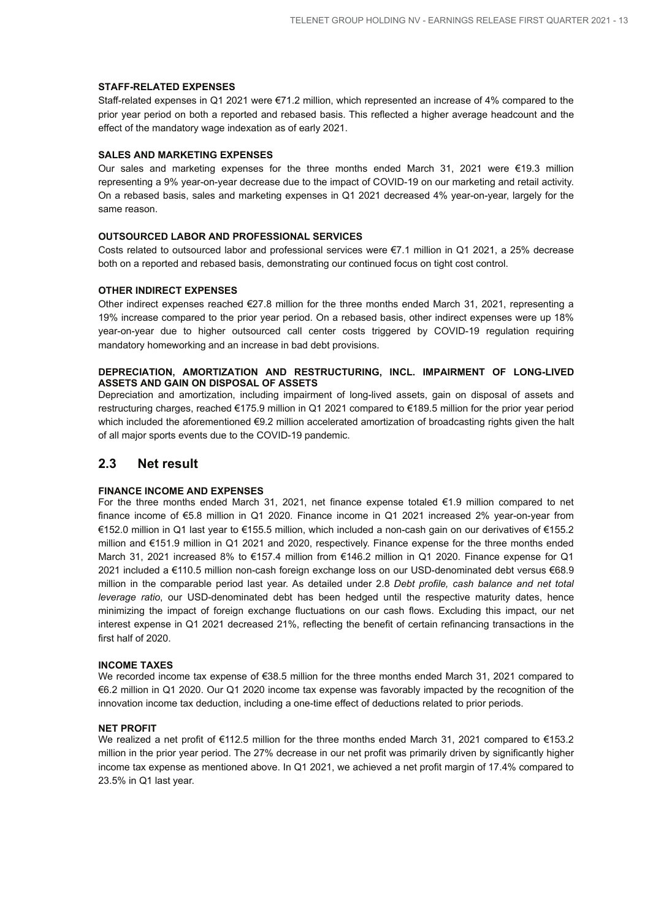**STAFF-RELATED EXPENSES**

Staff-related expenses in Q1 2021 were €71.2 million, which represented an increase of 4% compared to the prior year period on both a reported and rebased basis. This reflected a higher average headcount and the effect of the mandatory wage indexation as of early 2021.

**SALES AND MARKETING EXPENSES**

Our sales and marketing expenses for the three months ended March 31, 2021 were €19.3 million representing a 9% year-on-year decrease due to the impact of COVID-19 on our marketing and retail activity. On a rebased basis, sales and marketing expenses in Q1 2021 decreased 4% year-on-year, largely for the same reason.

**OUTSOURCED LABOR AND PROFESSIONAL SERVICES**

Costs related to outsourced labor and professional services were €7.1 million in Q1 2021, a 25% decrease both on a reported and rebased basis, demonstrating our continued focus on tight cost control.

**OTHER INDIRECT EXPENSES**

Other indirect expenses reached €27.8 million for the three months ended March 31, 2021, representing a 19% increase compared to the prior year period. On a rebased basis, other indirect expenses were up 18% year-on-year due to higher outsourced call center costs triggered by COVID-19 regulation requiring mandatory homeworking and an increase in bad debt provisions.

**DEPRECIATION, AMORTIZATION AND RESTRUCTURING, INCL. IMPAIRMENT OF LONG-LIVED ASSETS AND GAIN ON DISPOSAL OF ASSETS**

Depreciation and amortization, including impairment of long-lived assets, gain on disposal of assets and restructuring charges, reached €175.9 million in Q1 2021 compared to €189.5 million for the prior year period which included the aforementioned €9.2 million accelerated amortization of broadcasting rights given the halt of all major sports events due to the COVID-19 pandemic.

## 2.3 Net result

**FINANCE INCOME AND EXPENSES**

For the three months ended March 31, 2021, net finance expense totaled €1.9 million compared to net finance income of €5.8 million in Q1 2020. Finance income in Q1 2021 increased 2% year-on-year from €152.0 million in Q1 last year to €155.5 million, which included a non-cash gain on our derivatives of €155.2 million and €151.9 million in Q1 2021 and 2020, respectively. Finance expense for the three months ended March 31, 2021 increased 8% to €157.4 million from €146.2 million in Q1 2020. Finance expense for Q1 2021 included a €110.5 million non-cash foreign exchange loss on our USD-denominated debt versus €68.9 million in the comparable period last year. As detailed under 2.8 *Debt profile, cash balance and net total leverage ratio*, our USD-denominated debt has been hedged until the respective maturity dates, hence minimizing the impact of foreign exchange fluctuations on our cash flows. Excluding this impact, our net interest expense in Q1 2021 decreased 21%, reflecting the benefit of certain refinancing transactions in the first half of 2020.

**INCOME TAXES**

We recorded income tax expense of €38.5 million for the three months ended March 31, 2021 compared to €6.2 million in Q1 2020. Our Q1 2020 income tax expense was favorably impacted by the recognition of the innovation income tax deduction, including a one-time effect of deductions related to prior periods.

**NET PROFIT**

We realized a net profit of €112.5 million for the three months ended March 31, 2021 compared to €153.2 million in the prior year period. The 27% decrease in our net profit was primarily driven by significantly higher income tax expense as mentioned above. In Q1 2021, we achieved a net profit margin of 17.4% compared to 23.5% in Q1 last year.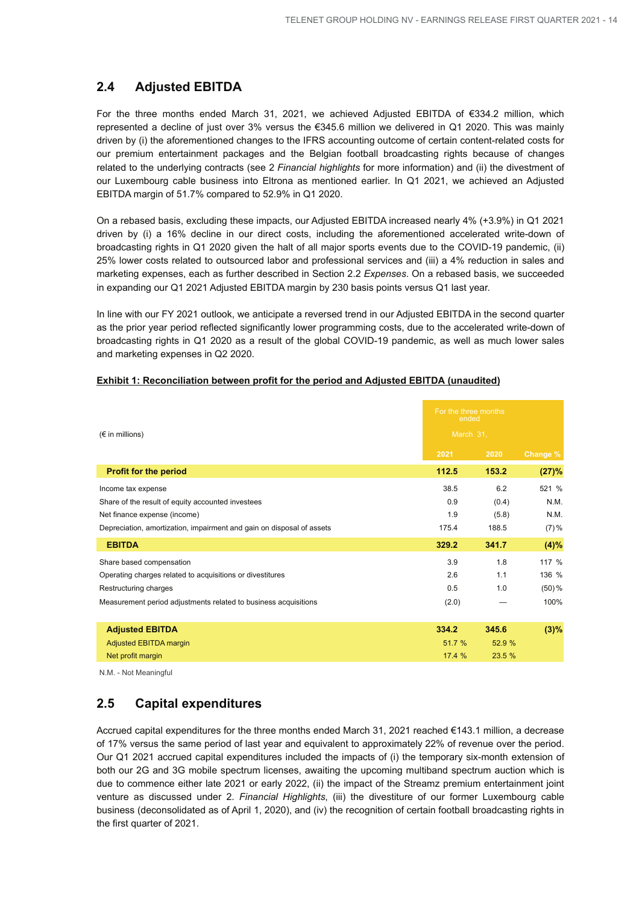## 2.4 Adjusted EBITDA

For the three months ended March 31, 2021, we achieved Adjusted EBITDA of €334.2 million, which represented a decline of just over 3% versus the €345.6 million we delivered in Q1 2020. This was mainly driven by (i) the aforementioned changes to the IFRS accounting outcome of certain content-related costs for our premium entertainment packages and the Belgian football broadcasting rights because of changes related to the underlying contracts (see 2 *Financial highlights* for more information) and (ii) the divestment of our Luxembourg cable business into Eltrona as mentioned earlier. In Q1 2021, we achieved an Adjusted EBITDA margin of 51.7% compared to 52.9% in Q1 2020.

On a rebased basis, excluding these impacts, our Adjusted EBITDA increased nearly 4% (+3.9%) in Q1 2021 driven by (i) a 16% decline in our direct costs, including the aforementioned accelerated write-down of broadcasting rights in Q1 2020 given the halt of all major sports events due to the COVID-19 pandemic, (ii) 25% lower costs related to outsourced labor and professional services and (iii) a 4% reduction in sales and marketing expenses, each as further described in Section 2.2 *Expenses*. On a rebased basis, we succeeded in expanding our Q1 2021 Adjusted EBITDA margin by 230 basis points versus Q1 last year.

In line with our FY 2021 outlook, we anticipate a reversed trend in our Adjusted EBITDA in the second quarter as the prior year period reflected significantly lower programming costs, due to the accelerated write-down of broadcasting rights in Q1 2020 as a result of the global COVID-19 pandemic, as well as much lower sales and marketing expenses in Q2 2020.

**Exhibit 1: Reconciliation between profit for the period and Adjusted EBITDA (unaudited)**

| (€ in millions) | For the three months ended March 31, | | |
|---|---|---|---|
| | 2021 | 2020 | Change % |
| **Profit for the period** | **112.5** | **153.2** | **(27)%** |
| Income tax expense | 38.5 | 6.2 | 521 % |
| Share of the result of equity accounted investees | 0.9 | (0.4) | N.M. |
| Net finance expense (income) | 1.9 | (5.8) | N.M. |
| Depreciation, amortization, impairment and gain on disposal of assets | 175.4 | 188.5 | (7) % |
| **EBITDA** | **329.2** | **341.7** | **(4)%** |
| Share based compensation | 3.9 | 1.8 | 117 % |
| Operating charges related to acquisitions or divestitures | 2.6 | 1.1 | 136 % |
| Restructuring charges | 0.5 | 1.0 | (50) % |
| Measurement period adjustments related to business acquisitions | (2.0) | — | 100% |
| **Adjusted EBITDA** | **334.2** | **345.6** | **(3)%** |
| Adjusted EBITDA margin | 51.7 % | 52.9 % | |
| Net profit margin | 17.4 % | 23.5 % | |

N.M. - Not Meaningful

## 2.5 Capital expenditures

Accrued capital expenditures for the three months ended March 31, 2021 reached €143.1 million, a decrease of 17% versus the same period of last year and equivalent to approximately 22% of revenue over the period. Our Q1 2021 accrued capital expenditures included the impacts of (i) the temporary six-month extension of both our 2G and 3G mobile spectrum licenses, awaiting the upcoming multiband spectrum auction which is due to commence either late 2021 or early 2022, (ii) the impact of the Streamz premium entertainment joint venture as discussed under 2. *Financial Highlights*, (iii) the divestiture of our former Luxembourg cable business (deconsolidated as of April 1, 2020), and (iv) the recognition of certain football broadcasting rights in the first quarter of 2021.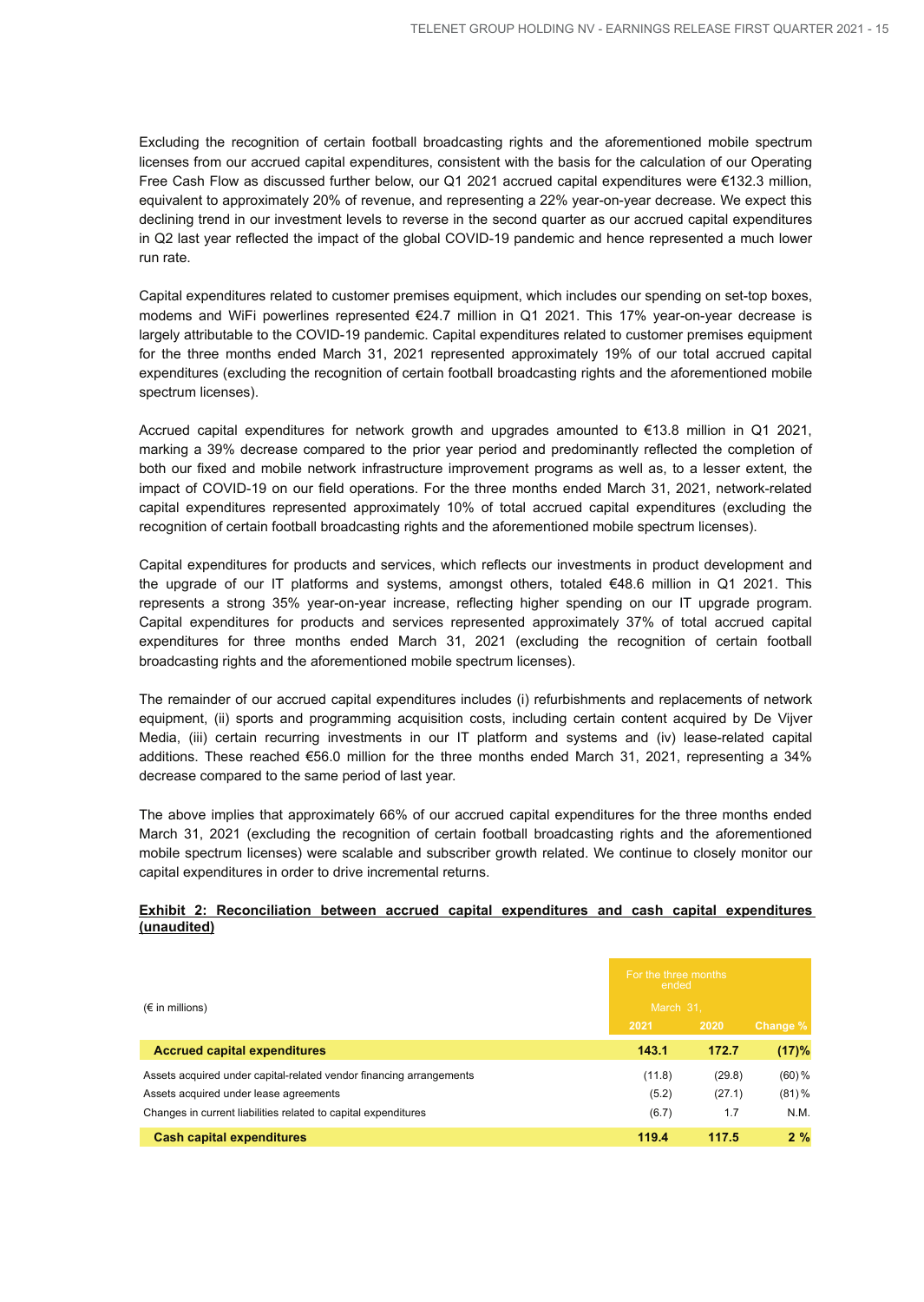Excluding the recognition of certain football broadcasting rights and the aforementioned mobile spectrum licenses from our accrued capital expenditures, consistent with the basis for the calculation of our Operating Free Cash Flow as discussed further below, our Q1 2021 accrued capital expenditures were €132.3 million, equivalent to approximately 20% of revenue, and representing a 22% year-on-year decrease. We expect this declining trend in our investment levels to reverse in the second quarter as our accrued capital expenditures in Q2 last year reflected the impact of the global COVID-19 pandemic and hence represented a much lower run rate.

Capital expenditures related to customer premises equipment, which includes our spending on set-top boxes, modems and WiFi powerlines represented €24.7 million in Q1 2021. This 17% year-on-year decrease is largely attributable to the COVID-19 pandemic. Capital expenditures related to customer premises equipment for the three months ended March 31, 2021 represented approximately 19% of our total accrued capital expenditures (excluding the recognition of certain football broadcasting rights and the aforementioned mobile spectrum licenses).

Accrued capital expenditures for network growth and upgrades amounted to €13.8 million in Q1 2021, marking a 39% decrease compared to the prior year period and predominantly reflected the completion of both our fixed and mobile network infrastructure improvement programs as well as, to a lesser extent, the impact of COVID-19 on our field operations. For the three months ended March 31, 2021, network-related capital expenditures represented approximately 10% of total accrued capital expenditures (excluding the recognition of certain football broadcasting rights and the aforementioned mobile spectrum licenses).

Capital expenditures for products and services, which reflects our investments in product development and the upgrade of our IT platforms and systems, amongst others, totaled €48.6 million in Q1 2021. This represents a strong 35% year-on-year increase, reflecting higher spending on our IT upgrade program. Capital expenditures for products and services represented approximately 37% of total accrued capital expenditures for three months ended March 31, 2021 (excluding the recognition of certain football broadcasting rights and the aforementioned mobile spectrum licenses).

The remainder of our accrued capital expenditures includes (i) refurbishments and replacements of network equipment, (ii) sports and programming acquisition costs, including certain content acquired by De Vijver Media, (iii) certain recurring investments in our IT platform and systems and (iv) lease-related capital additions. These reached €56.0 million for the three months ended March 31, 2021, representing a 34% decrease compared to the same period of last year.

The above implies that approximately 66% of our accrued capital expenditures for the three months ended March 31, 2021 (excluding the recognition of certain football broadcasting rights and the aforementioned mobile spectrum licenses) were scalable and subscriber growth related. We continue to closely monitor our capital expenditures in order to drive incremental returns.

**Exhibit 2: Reconciliation between accrued capital expenditures and cash capital expenditures (unaudited)**

| (€ in millions) | For the three months ended March 31, 2021 | 2020 | Change % |
|---|---|---|---|
| **Accrued capital expenditures** | **143.1** | **172.7** | **(17)%** |
| Assets acquired under capital-related vendor financing arrangements | (11.8) | (29.8) | (60) % |
| Assets acquired under lease agreements | (5.2) | (27.1) | (81) % |
| Changes in current liabilities related to capital expenditures | (6.7) | 1.7 | N.M. |
| **Cash capital expenditures** | **119.4** | **117.5** | **2 %** |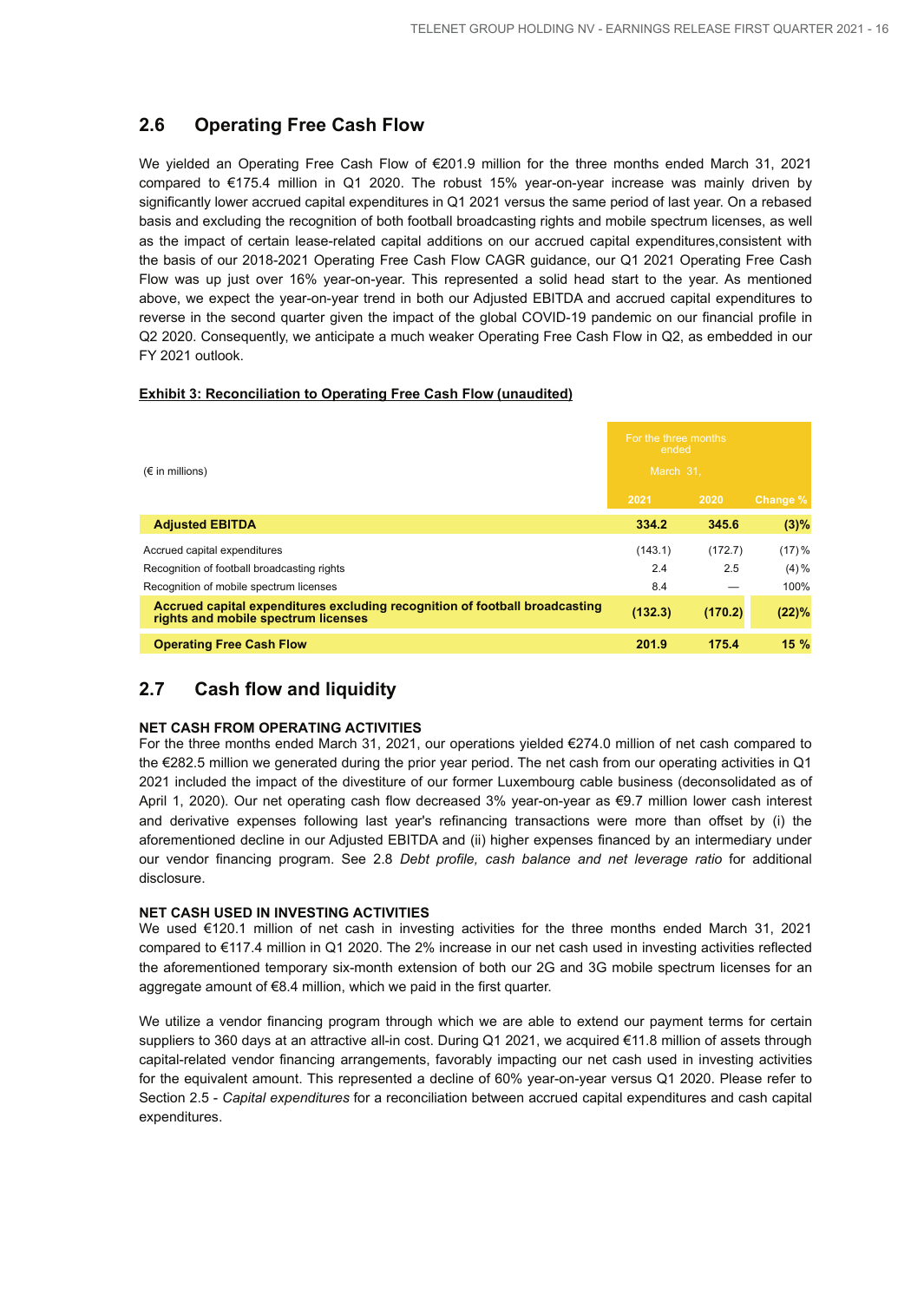## 2.6 Operating Free Cash Flow

We yielded an Operating Free Cash Flow of €201.9 million for the three months ended March 31, 2021 compared to €175.4 million in Q1 2020. The robust 15% year-on-year increase was mainly driven by significantly lower accrued capital expenditures in Q1 2021 versus the same period of last year. On a rebased basis and excluding the recognition of both football broadcasting rights and mobile spectrum licenses, as well as the impact of certain lease-related capital additions on our accrued capital expenditures,consistent with the basis of our 2018-2021 Operating Free Cash Flow CAGR guidance, our Q1 2021 Operating Free Cash Flow was up just over 16% year-on-year. This represented a solid head start to the year. As mentioned above, we expect the year-on-year trend in both our Adjusted EBITDA and accrued capital expenditures to reverse in the second quarter given the impact of the global COVID-19 pandemic on our financial profile in Q2 2020. Consequently, we anticipate a much weaker Operating Free Cash Flow in Q2, as embedded in our FY 2021 outlook.

**Exhibit 3: Reconciliation to Operating Free Cash Flow (unaudited)**

| (€ in millions) | For the three months ended March 31, | | |
|---|---|---|---|
| | 2021 | 2020 | Change % |
| **Adjusted EBITDA** | **334.2** | **345.6** | **(3)%** |
| Accrued capital expenditures | (143.1) | (172.7) | (17)% |
| Recognition of football broadcasting rights | 2.4 | 2.5 | (4)% |
| Recognition of mobile spectrum licenses | 8.4 | — | 100% |
| **Accrued capital expenditures excluding recognition of football broadcasting rights and mobile spectrum licenses** | **(132.3)** | **(170.2)** | **(22)%** |
| **Operating Free Cash Flow** | **201.9** | **175.4** | **15 %** |

## 2.7 Cash flow and liquidity

**NET CASH FROM OPERATING ACTIVITIES**

For the three months ended March 31, 2021, our operations yielded €274.0 million of net cash compared to the €282.5 million we generated during the prior year period. The net cash from our operating activities in Q1 2021 included the impact of the divestiture of our former Luxembourg cable business (deconsolidated as of April 1, 2020). Our net operating cash flow decreased 3% year-on-year as €9.7 million lower cash interest and derivative expenses following last year's refinancing transactions were more than offset by (i) the aforementioned decline in our Adjusted EBITDA and (ii) higher expenses financed by an intermediary under our vendor financing program. See 2.8 *Debt profile, cash balance and net leverage ratio* for additional disclosure.

**NET CASH USED IN INVESTING ACTIVITIES**

We used €120.1 million of net cash in investing activities for the three months ended March 31, 2021 compared to €117.4 million in Q1 2020. The 2% increase in our net cash used in investing activities reflected the aforementioned temporary six-month extension of both our 2G and 3G mobile spectrum licenses for an aggregate amount of €8.4 million, which we paid in the first quarter.

We utilize a vendor financing program through which we are able to extend our payment terms for certain suppliers to 360 days at an attractive all-in cost. During Q1 2021, we acquired €11.8 million of assets through capital-related vendor financing arrangements, favorably impacting our net cash used in investing activities for the equivalent amount. This represented a decline of 60% year-on-year versus Q1 2020. Please refer to Section 2.5 - *Capital expenditures* for a reconciliation between accrued capital expenditures and cash capital expenditures.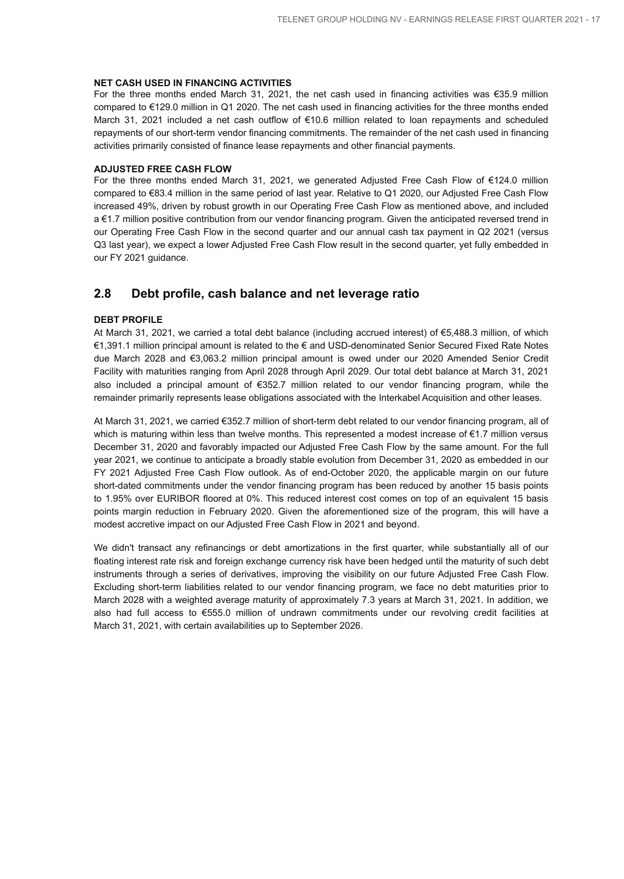**NET CASH USED IN FINANCING ACTIVITIES**

For the three months ended March 31, 2021, the net cash used in financing activities was €35.9 million compared to €129.0 million in Q1 2020. The net cash used in financing activities for the three months ended March 31, 2021 included a net cash outflow of €10.6 million related to loan repayments and scheduled repayments of our short-term vendor financing commitments. The remainder of the net cash used in financing activities primarily consisted of finance lease repayments and other financial payments.

**ADJUSTED FREE CASH FLOW**

For the three months ended March 31, 2021, we generated Adjusted Free Cash Flow of €124.0 million compared to €83.4 million in the same period of last year. Relative to Q1 2020, our Adjusted Free Cash Flow increased 49%, driven by robust growth in our Operating Free Cash Flow as mentioned above, and included a €1.7 million positive contribution from our vendor financing program. Given the anticipated reversed trend in our Operating Free Cash Flow in the second quarter and our annual cash tax payment in Q2 2021 (versus Q3 last year), we expect a lower Adjusted Free Cash Flow result in the second quarter, yet fully embedded in our FY 2021 guidance.

## 2.8 Debt profile, cash balance and net leverage ratio

**DEBT PROFILE**

At March 31, 2021, we carried a total debt balance (including accrued interest) of €5,488.3 million, of which €1,391.1 million principal amount is related to the € and USD-denominated Senior Secured Fixed Rate Notes due March 2028 and €3,063.2 million principal amount is owed under our 2020 Amended Senior Credit Facility with maturities ranging from April 2028 through April 2029. Our total debt balance at March 31, 2021 also included a principal amount of €352.7 million related to our vendor financing program, while the remainder primarily represents lease obligations associated with the Interkabel Acquisition and other leases.

At March 31, 2021, we carried €352.7 million of short-term debt related to our vendor financing program, all of which is maturing within less than twelve months. This represented a modest increase of €1.7 million versus December 31, 2020 and favorably impacted our Adjusted Free Cash Flow by the same amount. For the full year 2021, we continue to anticipate a broadly stable evolution from December 31, 2020 as embedded in our FY 2021 Adjusted Free Cash Flow outlook. As of end-October 2020, the applicable margin on our future short-dated commitments under the vendor financing program has been reduced by another 15 basis points to 1.95% over EURIBOR floored at 0%. This reduced interest cost comes on top of an equivalent 15 basis points margin reduction in February 2020. Given the aforementioned size of the program, this will have a modest accretive impact on our Adjusted Free Cash Flow in 2021 and beyond.

We didn't transact any refinancings or debt amortizations in the first quarter, while substantially all of our floating interest rate risk and foreign exchange currency risk have been hedged until the maturity of such debt instruments through a series of derivatives, improving the visibility on our future Adjusted Free Cash Flow. Excluding short-term liabilities related to our vendor financing program, we face no debt maturities prior to March 2028 with a weighted average maturity of approximately 7.3 years at March 31, 2021. In addition, we also had full access to €555.0 million of undrawn commitments under our revolving credit facilities at March 31, 2021, with certain availabilities up to September 2026.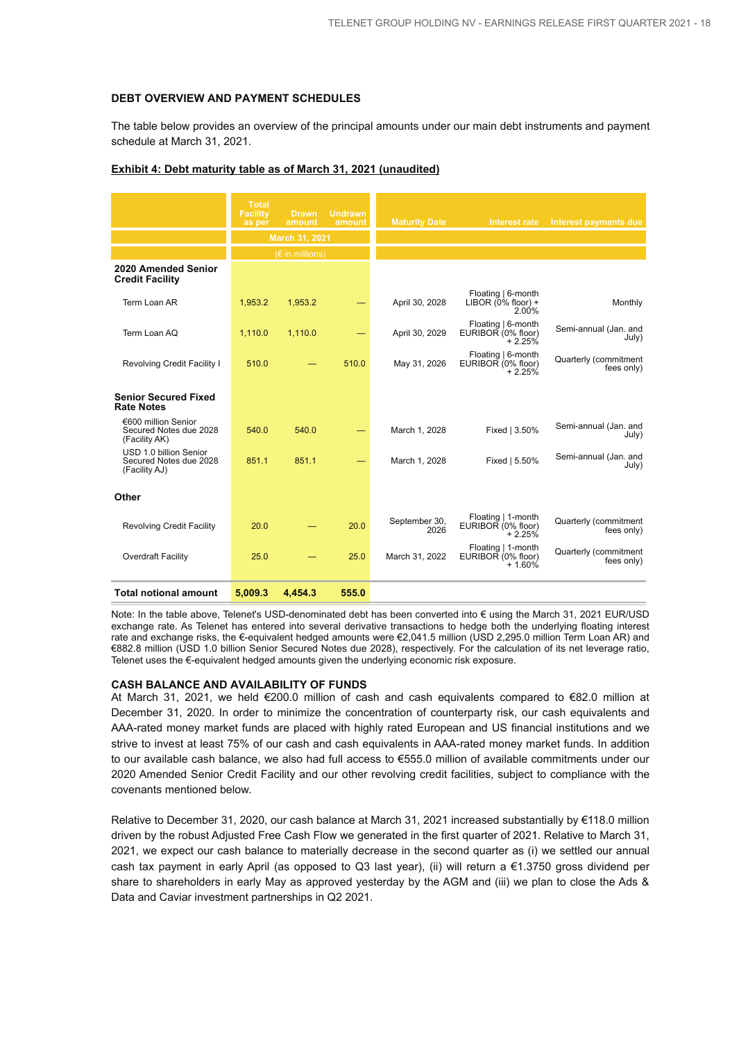## DEBT OVERVIEW AND PAYMENT SCHEDULES

The table below provides an overview of the principal amounts under our main debt instruments and payment schedule at March 31, 2021.

**Exhibit 4: Debt maturity table as of March 31, 2021 (unaudited)**

| | Total Facility as per | Drawn amount | Undrawn amount | Maturity Date | Interest rate | Interest payments due |
|---|---|---|---|---|---|---|
| | March 31, 2021 | | | | | |
| | (€ in millions) | | | | | |
| **2020 Amended Senior Credit Facility** | | | | | | |
| Term Loan AR | 1,953.2 | 1,953.2 | — | April 30, 2028 | Floating \| 6-month LIBOR (0% floor) + 2.00% | Monthly |
| Term Loan AQ | 1,110.0 | 1,110.0 | — | April 30, 2029 | Floating \| 6-month EURIBOR (0% floor) + 2.25% | Semi-annual (Jan. and July) |
| Revolving Credit Facility I | 510.0 | — | 510.0 | May 31, 2026 | Floating \| 6-month EURIBOR (0% floor) + 2.25% | Quarterly (commitment fees only) |
| **Senior Secured Fixed Rate Notes** | | | | | | |
| €600 million Senior Secured Notes due 2028 (Facility AK) | 540.0 | 540.0 | — | March 1, 2028 | Fixed \| 3.50% | Semi-annual (Jan. and July) |
| USD 1.0 billion Senior Secured Notes due 2028 (Facility AJ) | 851.1 | 851.1 | — | March 1, 2028 | Fixed \| 5.50% | Semi-annual (Jan. and July) |
| **Other** | | | | | | |
| Revolving Credit Facility | 20.0 | — | 20.0 | September 30, 2026 | Floating \| 1-month EURIBOR (0% floor) + 2.25% | Quarterly (commitment fees only) |
| Overdraft Facility | 25.0 | — | 25.0 | March 31, 2022 | Floating \| 1-month EURIBOR (0% floor) + 1.60% | Quarterly (commitment fees only) |
| **Total notional amount** | **5,009.3** | **4,454.3** | **555.0** | | | |

Note: In the table above, Telenet's USD-denominated debt has been converted into € using the March 31, 2021 EUR/USD exchange rate. As Telenet has entered into several derivative transactions to hedge both the underlying floating interest rate and exchange risks, the €-equivalent hedged amounts were €2,041.5 million (USD 2,295.0 million Term Loan AR) and €882.8 million (USD 1.0 billion Senior Secured Notes due 2028), respectively. For the calculation of its net leverage ratio, Telenet uses the €-equivalent hedged amounts given the underlying economic risk exposure.

## CASH BALANCE AND AVAILABILITY OF FUNDS

At March 31, 2021, we held €200.0 million of cash and cash equivalents compared to €82.0 million at December 31, 2020. In order to minimize the concentration of counterparty risk, our cash equivalents and AAA-rated money market funds are placed with highly rated European and US financial institutions and we strive to invest at least 75% of our cash and cash equivalents in AAA-rated money market funds. In addition to our available cash balance, we also had full access to €555.0 million of available commitments under our 2020 Amended Senior Credit Facility and our other revolving credit facilities, subject to compliance with the covenants mentioned below.

Relative to December 31, 2020, our cash balance at March 31, 2021 increased substantially by €118.0 million driven by the robust Adjusted Free Cash Flow we generated in the first quarter of 2021. Relative to March 31, 2021, we expect our cash balance to materially decrease in the second quarter as (i) we settled our annual cash tax payment in early April (as opposed to Q3 last year), (ii) will return a €1.3750 gross dividend per share to shareholders in early May as approved yesterday by the AGM and (iii) we plan to close the Ads & Data and Caviar investment partnerships in Q2 2021.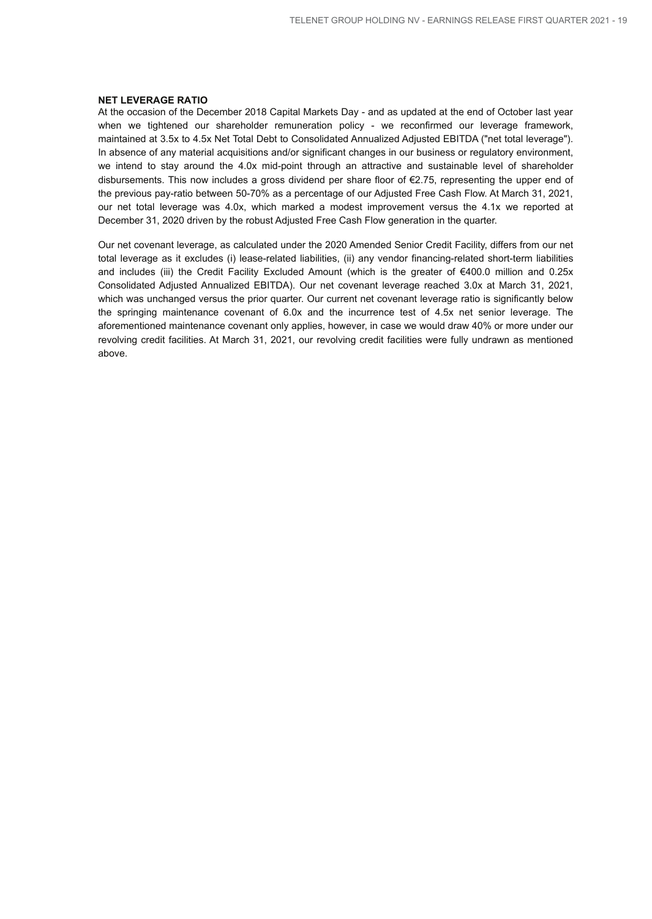### NET LEVERAGE RATIO

At the occasion of the December 2018 Capital Markets Day - and as updated at the end of October last year when we tightened our shareholder remuneration policy - we reconfirmed our leverage framework, maintained at 3.5x to 4.5x Net Total Debt to Consolidated Annualized Adjusted EBITDA ("net total leverage"). In absence of any material acquisitions and/or significant changes in our business or regulatory environment, we intend to stay around the 4.0x mid-point through an attractive and sustainable level of shareholder disbursements. This now includes a gross dividend per share floor of €2.75, representing the upper end of the previous pay-ratio between 50-70% as a percentage of our Adjusted Free Cash Flow. At March 31, 2021, our net total leverage was 4.0x, which marked a modest improvement versus the 4.1x we reported at December 31, 2020 driven by the robust Adjusted Free Cash Flow generation in the quarter.

Our net covenant leverage, as calculated under the 2020 Amended Senior Credit Facility, differs from our net total leverage as it excludes (i) lease-related liabilities, (ii) any vendor financing-related short-term liabilities and includes (iii) the Credit Facility Excluded Amount (which is the greater of €400.0 million and 0.25x Consolidated Adjusted Annualized EBITDA). Our net covenant leverage reached 3.0x at March 31, 2021, which was unchanged versus the prior quarter. Our current net covenant leverage ratio is significantly below the springing maintenance covenant of 6.0x and the incurrence test of 4.5x net senior leverage. The aforementioned maintenance covenant only applies, however, in case we would draw 40% or more under our revolving credit facilities. At March 31, 2021, our revolving credit facilities were fully undrawn as mentioned above.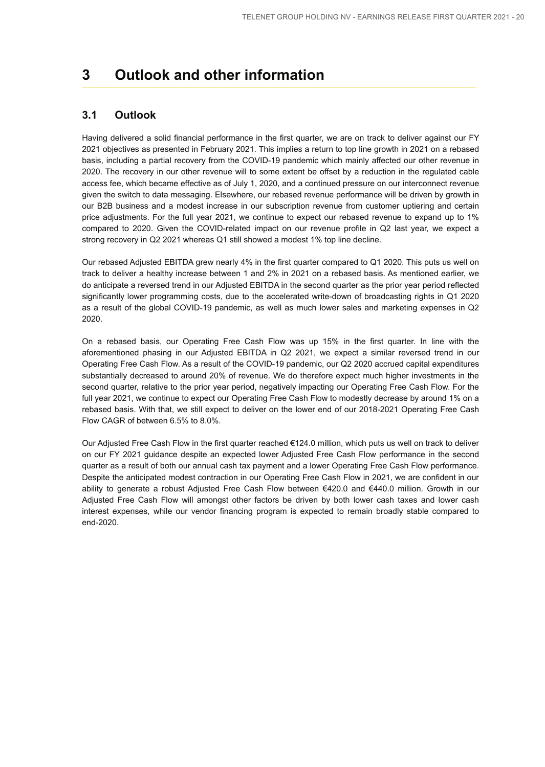# 3 Outlook and other information

## 3.1 Outlook

Having delivered a solid financial performance in the first quarter, we are on track to deliver against our FY 2021 objectives as presented in February 2021. This implies a return to top line growth in 2021 on a rebased basis, including a partial recovery from the COVID-19 pandemic which mainly affected our other revenue in 2020. The recovery in our other revenue will to some extent be offset by a reduction in the regulated cable access fee, which became effective as of July 1, 2020, and a continued pressure on our interconnect revenue given the switch to data messaging. Elsewhere, our rebased revenue performance will be driven by growth in our B2B business and a modest increase in our subscription revenue from customer uptiering and certain price adjustments. For the full year 2021, we continue to expect our rebased revenue to expand up to 1% compared to 2020. Given the COVID-related impact on our revenue profile in Q2 last year, we expect a strong recovery in Q2 2021 whereas Q1 still showed a modest 1% top line decline.

Our rebased Adjusted EBITDA grew nearly 4% in the first quarter compared to Q1 2020. This puts us well on track to deliver a healthy increase between 1 and 2% in 2021 on a rebased basis. As mentioned earlier, we do anticipate a reversed trend in our Adjusted EBITDA in the second quarter as the prior year period reflected significantly lower programming costs, due to the accelerated write-down of broadcasting rights in Q1 2020 as a result of the global COVID-19 pandemic, as well as much lower sales and marketing expenses in Q2 2020.

On a rebased basis, our Operating Free Cash Flow was up 15% in the first quarter. In line with the aforementioned phasing in our Adjusted EBITDA in Q2 2021, we expect a similar reversed trend in our Operating Free Cash Flow. As a result of the COVID-19 pandemic, our Q2 2020 accrued capital expenditures substantially decreased to around 20% of revenue. We do therefore expect much higher investments in the second quarter, relative to the prior year period, negatively impacting our Operating Free Cash Flow. For the full year 2021, we continue to expect our Operating Free Cash Flow to modestly decrease by around 1% on a rebased basis. With that, we still expect to deliver on the lower end of our 2018-2021 Operating Free Cash Flow CAGR of between 6.5% to 8.0%.

Our Adjusted Free Cash Flow in the first quarter reached €124.0 million, which puts us well on track to deliver on our FY 2021 guidance despite an expected lower Adjusted Free Cash Flow performance in the second quarter as a result of both our annual cash tax payment and a lower Operating Free Cash Flow performance. Despite the anticipated modest contraction in our Operating Free Cash Flow in 2021, we are confident in our ability to generate a robust Adjusted Free Cash Flow between €420.0 and €440.0 million. Growth in our Adjusted Free Cash Flow will amongst other factors be driven by both lower cash taxes and lower cash interest expenses, while our vendor financing program is expected to remain broadly stable compared to end-2020.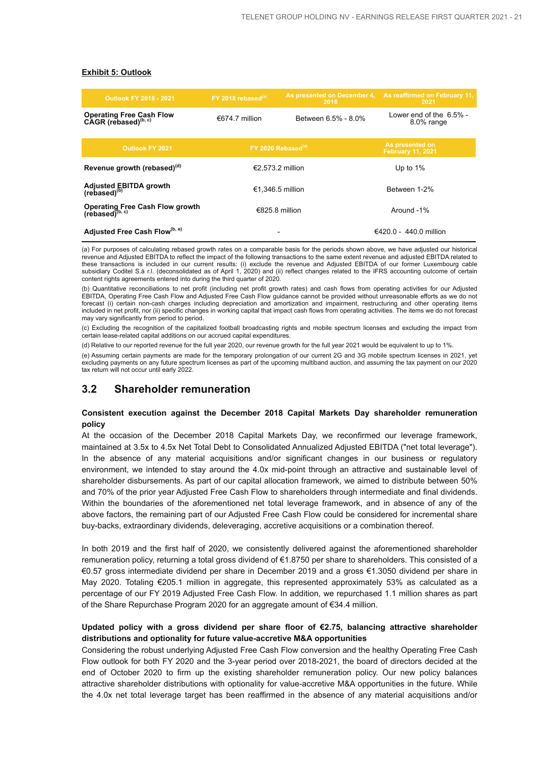**Exhibit 5: Outlook**

| Outlook FY 2018 - 2021 | FY 2018 rebased[(a)] | As presented on December 4, 2018 | As reaffirmed on February 11, 2021 |
| --- | --- | --- | --- |
| **Operating Free Cash Flow CAGR (rebased)[(b, c)]** | €674.7 million | Between 6.5% - 8.0% | Lower end of the 6.5% - 8.0% range |

| Outlook FY 2021 | FY 2020 Rebased[(a)] | As presented on February 11, 2021 |
| --- | --- | --- |
| **Revenue growth (rebased)[(d)]** | €2,573.2 million | Up to 1% |
| **Adjusted EBITDA growth (rebased)[(b)]** | €1,346.5 million | Between 1-2% |
| **Operating Free Cash Flow growth (rebased)[(b, c)]** | €825.8 million | Around -1% |
| **Adjusted Free Cash Flow[(b, e)]** | - | €420.0 - 440.0 million |

(a) For purposes of calculating rebased growth rates on a comparable basis for the periods shown above, we have adjusted our historical revenue and Adjusted EBITDA to reflect the impact of the following transactions to the same extent revenue and adjusted EBITDA related to these transactions is included in our current results: (i) exclude the revenue and Adjusted EBITDA of our former Luxembourg cable subsidiary Coditel S.à r.l. (deconsolidated as of April 1, 2020) and (ii) reflect changes related to the IFRS accounting outcome of certain content rights agreements entered into during the third quarter of 2020.

(b) Quantitative reconciliations to net profit (including net profit growth rates) and cash flows from operating activities for our Adjusted EBITDA, Operating Free Cash Flow and Adjusted Free Cash Flow guidance cannot be provided without unreasonable efforts as we do not forecast (i) certain non-cash charges including depreciation and amortization and impairment, restructuring and other operating items included in net profit, nor (ii) specific changes in working capital that impact cash flows from operating activities. The items we do not forecast may vary significantly from period to period.

(c) Excluding the recognition of the capitalized football broadcasting rights and mobile spectrum licenses and excluding the impact from certain lease-related capital additions on our accrued capital expenditures.

(d) Relative to our reported revenue for the full year 2020, our revenue growth for the full year 2021 would be equivalent to up to 1%.

(e) Assuming certain payments are made for the temporary prolongation of our current 2G and 3G mobile spectrum licenses in 2021, yet excluding payments on any future spectrum licenses as part of the upcoming multiband auction, and assuming the tax payment on our 2020 tax return will not occur until early 2022.

## 3.2 Shareholder remuneration

**Consistent execution against the December 2018 Capital Markets Day shareholder remuneration policy**

At the occasion of the December 2018 Capital Markets Day, we reconfirmed our leverage framework, maintained at 3.5x to 4.5x Net Total Debt to Consolidated Annualized Adjusted EBITDA ("net total leverage"). In the absence of any material acquisitions and/or significant changes in our business or regulatory environment, we intended to stay around the 4.0x mid-point through an attractive and sustainable level of shareholder disbursements. As part of our capital allocation framework, we aimed to distribute between 50% and 70% of the prior year Adjusted Free Cash Flow to shareholders through intermediate and final dividends. Within the boundaries of the aforementioned net total leverage framework, and in absence of any of the above factors, the remaining part of our Adjusted Free Cash Flow could be considered for incremental share buy-backs, extraordinary dividends, deleveraging, accretive acquisitions or a combination thereof.

In both 2019 and the first half of 2020, we consistently delivered against the aforementioned shareholder remuneration policy, returning a total gross dividend of €1.8750 per share to shareholders. This consisted of a €0.57 gross intermediate dividend per share in December 2019 and a gross €1.3050 dividend per share in May 2020. Totaling €205.1 million in aggregate, this represented approximately 53% as calculated as a percentage of our FY 2019 Adjusted Free Cash Flow. In addition, we repurchased 1.1 million shares as part of the Share Repurchase Program 2020 for an aggregate amount of €34.4 million.

**Updated policy with a gross dividend per share floor of €2.75, balancing attractive shareholder distributions and optionality for future value-accretive M&A opportunities**

Considering the robust underlying Adjusted Free Cash Flow conversion and the healthy Operating Free Cash Flow outlook for both FY 2020 and the 3-year period over 2018-2021, the board of directors decided at the end of October 2020 to firm up the existing shareholder remuneration policy. Our new policy balances attractive shareholder distributions with optionality for value-accretive M&A opportunities in the future. While the 4.0x net total leverage target has been reaffirmed in the absence of any material acquisitions and/or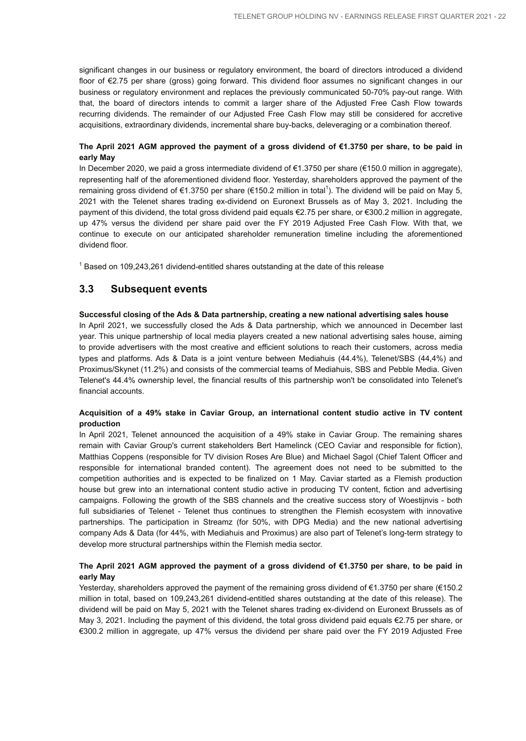significant changes in our business or regulatory environment, the board of directors introduced a dividend floor of €2.75 per share (gross) going forward. This dividend floor assumes no significant changes in our business or regulatory environment and replaces the previously communicated 50-70% pay-out range. With that, the board of directors intends to commit a larger share of the Adjusted Free Cash Flow towards recurring dividends. The remainder of our Adjusted Free Cash Flow may still be considered for accretive acquisitions, extraordinary dividends, incremental share buy-backs, deleveraging or a combination thereof.

**The April 2021 AGM approved the payment of a gross dividend of €1.3750 per share, to be paid in early May**

In December 2020, we paid a gross intermediate dividend of €1.3750 per share (€150.0 million in aggregate), representing half of the aforementioned dividend floor. Yesterday, shareholders approved the payment of the remaining gross dividend of €1.3750 per share (€150.2 million in total[1]). The dividend will be paid on May 5, 2021 with the Telenet shares trading ex-dividend on Euronext Brussels as of May 3, 2021. Including the payment of this dividend, the total gross dividend paid equals €2.75 per share, or €300.2 million in aggregate, up 47% versus the dividend per share paid over the FY 2019 Adjusted Free Cash Flow. With that, we continue to execute on our anticipated shareholder remuneration timeline including the aforementioned dividend floor.

[1] Based on 109,243,261 dividend-entitled shares outstanding at the date of this release

## 3.3 Subsequent events

**Successful closing of the Ads & Data partnership, creating a new national advertising sales house**

In April 2021, we successfully closed the Ads & Data partnership, which we announced in December last year. This unique partnership of local media players created a new national advertising sales house, aiming to provide advertisers with the most creative and efficient solutions to reach their customers, across media types and platforms. Ads & Data is a joint venture between Mediahuis (44.4%), Telenet/SBS (44,4%) and Proximus/Skynet (11.2%) and consists of the commercial teams of Mediahuis, SBS and Pebble Media. Given Telenet's 44.4% ownership level, the financial results of this partnership won't be consolidated into Telenet's financial accounts.

**Acquisition of a 49% stake in Caviar Group, an international content studio active in TV content production**

In April 2021, Telenet announced the acquisition of a 49% stake in Caviar Group. The remaining shares remain with Caviar Group's current stakeholders Bert Hamelinck (CEO Caviar and responsible for fiction), Matthias Coppens (responsible for TV division Roses Are Blue) and Michael Sagol (Chief Talent Officer and responsible for international branded content). The agreement does not need to be submitted to the competition authorities and is expected to be finalized on 1 May. Caviar started as a Flemish production house but grew into an international content studio active in producing TV content, fiction and advertising campaigns. Following the growth of the SBS channels and the creative success story of Woestijnvis - both full subsidiaries of Telenet - Telenet thus continues to strengthen the Flemish ecosystem with innovative partnerships. The participation in Streamz (for 50%, with DPG Media) and the new national advertising company Ads & Data (for 44%, with Mediahuis and Proximus) are also part of Telenet's long-term strategy to develop more structural partnerships within the Flemish media sector.

**The April 2021 AGM approved the payment of a gross dividend of €1.3750 per share, to be paid in early May**

Yesterday, shareholders approved the payment of the remaining gross dividend of €1.3750 per share (€150.2 million in total, based on 109,243,261 dividend-entitled shares outstanding at the date of this release). The dividend will be paid on May 5, 2021 with the Telenet shares trading ex-dividend on Euronext Brussels as of May 3, 2021. Including the payment of this dividend, the total gross dividend paid equals €2.75 per share, or €300.2 million in aggregate, up 47% versus the dividend per share paid over the FY 2019 Adjusted Free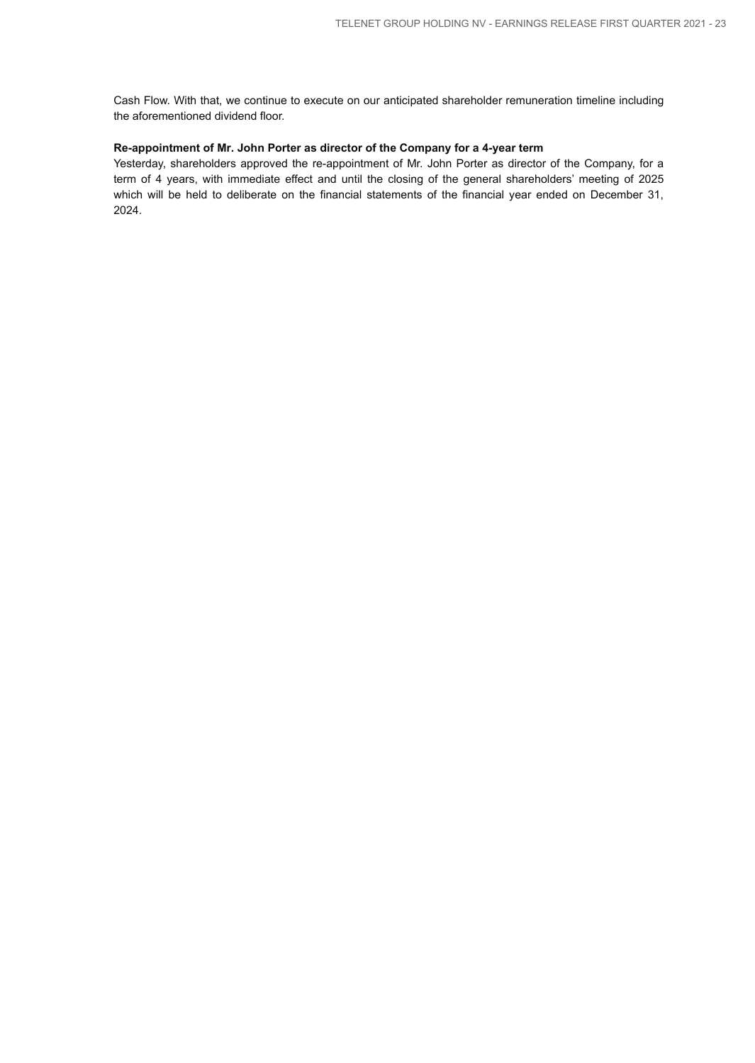Cash Flow. With that, we continue to execute on our anticipated shareholder remuneration timeline including the aforementioned dividend floor.

**Re-appointment of Mr. John Porter as director of the Company for a 4-year term**

Yesterday, shareholders approved the re-appointment of Mr. John Porter as director of the Company, for a term of 4 years, with immediate effect and until the closing of the general shareholders' meeting of 2025 which will be held to deliberate on the financial statements of the financial year ended on December 31, 2024.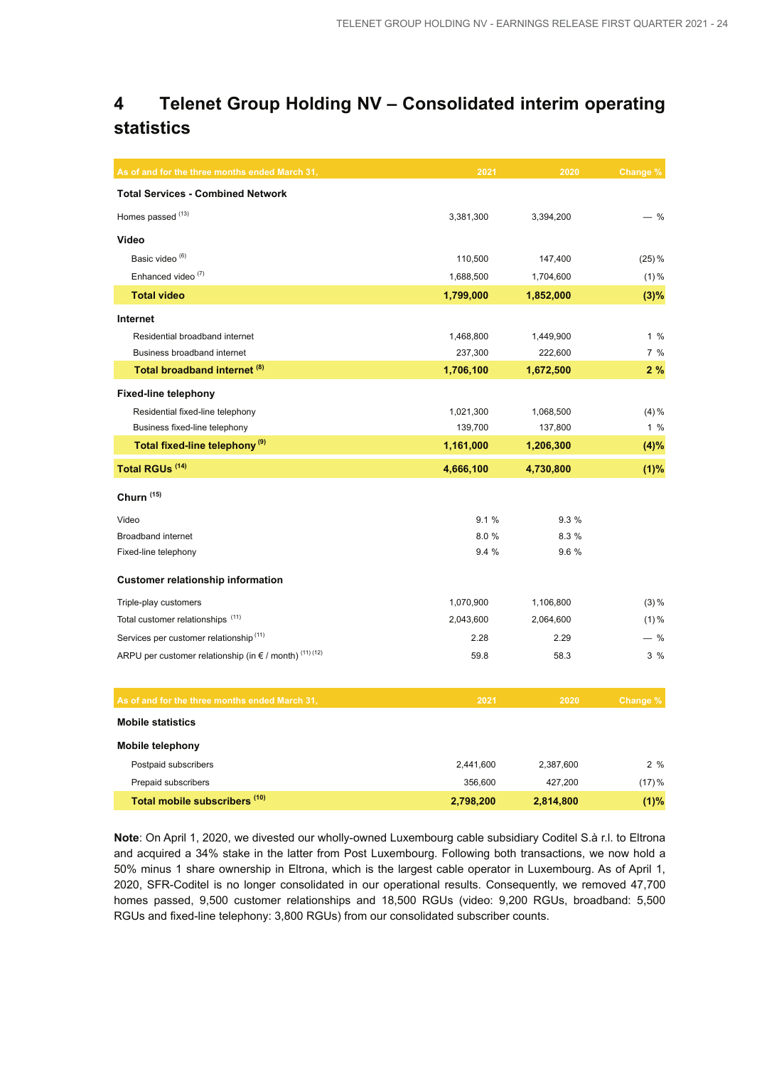# 4 Telenet Group Holding NV – Consolidated interim operating statistics

| As of and for the three months ended March 31, | 2021 | 2020 | Change % |
|---|---|---|---|
| **Total Services - Combined Network** | | | |
| Homes passed [13] | 3,381,300 | 3,394,200 | — % |
| **Video** | | | |
| Basic video [6] | 110,500 | 147,400 | (25) % |
| Enhanced video [7] | 1,688,500 | 1,704,600 | (1) % |
| **Total video** | **1,799,000** | **1,852,000** | **(3)%** |
| **Internet** | | | |
| Residential broadband internet | 1,468,800 | 1,449,900 | 1 % |
| Business broadband internet | 237,300 | 222,600 | 7 % |
| **Total broadband internet [8]** | **1,706,100** | **1,672,500** | **2 %** |
| **Fixed-line telephony** | | | |
| Residential fixed-line telephony | 1,021,300 | 1,068,500 | (4) % |
| Business fixed-line telephony | 139,700 | 137,800 | 1 % |
| **Total fixed-line telephony [9]** | **1,161,000** | **1,206,300** | **(4)%** |
| **Total RGUs [14]** | **4,666,100** | **4,730,800** | **(1)%** |
| **Churn [15]** | | | |
| Video | 9.1 % | 9.3 % | |
| Broadband internet | 8.0 % | 8.3 % | |
| Fixed-line telephony | 9.4 % | 9.6 % | |
| **Customer relationship information** | | | |
| Triple-play customers | 1,070,900 | 1,106,800 | (3) % |
| Total customer relationships [11] | 2,043,600 | 2,064,600 | (1) % |
| Services per customer relationship [11] | 2.28 | 2.29 | — % |
| ARPU per customer relationship (in € / month) [11] [12] | 59.8 | 58.3 | 3 % |

| As of and for the three months ended March 31, | 2021 | 2020 | Change % |
|---|---|---|---|
| **Mobile statistics** | | | |
| **Mobile telephony** | | | |
| Postpaid subscribers | 2,441,600 | 2,387,600 | 2 % |
| Prepaid subscribers | 356,600 | 427,200 | (17) % |
| **Total mobile subscribers [10]** | **2,798,200** | **2,814,800** | **(1)%** |

**Note**: On April 1, 2020, we divested our wholly-owned Luxembourg cable subsidiary Coditel S.à r.l. to Eltrona and acquired a 34% stake in the latter from Post Luxembourg. Following both transactions, we now hold a 50% minus 1 share ownership in Eltrona, which is the largest cable operator in Luxembourg. As of April 1, 2020, SFR-Coditel is no longer consolidated in our operational results. Consequently, we removed 47,700 homes passed, 9,500 customer relationships and 18,500 RGUs (video: 9,200 RGUs, broadband: 5,500 RGUs and fixed-line telephony: 3,800 RGUs) from our consolidated subscriber counts.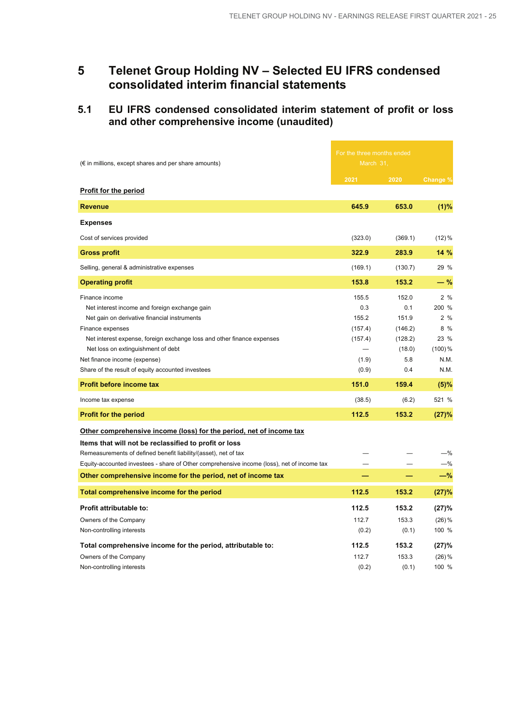# 5 Telenet Group Holding NV – Selected EU IFRS condensed consolidated interim financial statements

## 5.1 EU IFRS condensed consolidated interim statement of profit or loss and other comprehensive income (unaudited)

| (€ in millions, except shares and per share amounts) | For the three months ended March 31, | | |
|---|---|---|---|
| | 2021 | 2020 | Change % |
| **Profit for the period** | | | |
| **Revenue** | **645.9** | **653.0** | **(1)%** |
| **Expenses** | | | |
| Cost of services provided | (323.0) | (369.1) | (12)% |
| **Gross profit** | **322.9** | **283.9** | **14 %** |
| Selling, general & administrative expenses | (169.1) | (130.7) | 29 % |
| **Operating profit** | **153.8** | **153.2** | **— %** |
| Finance income | 155.5 | 152.0 | 2 % |
| Net interest income and foreign exchange gain | 0.3 | 0.1 | 200 % |
| Net gain on derivative financial instruments | 155.2 | 151.9 | 2 % |
| Finance expenses | (157.4) | (146.2) | 8 % |
| Net interest expense, foreign exchange loss and other finance expenses | (157.4) | (128.2) | 23 % |
| Net loss on extinguishment of debt | — | (18.0) | (100)% |
| Net finance income (expense) | (1.9) | 5.8 | N.M. |
| Share of the result of equity accounted investees | (0.9) | 0.4 | N.M. |
| **Profit before income tax** | **151.0** | **159.4** | **(5)%** |
| Income tax expense | (38.5) | (6.2) | 521 % |
| **Profit for the period** | **112.5** | **153.2** | **(27)%** |
| **Other comprehensive income (loss) for the period, net of income tax** | | | |
| **Items that will not be reclassified to profit or loss** | | | |
| Remeasurements of defined benefit liability/(asset), net of tax | — | — | —% |
| Equity-accounted investees - share of Other comprehensive income (loss), net of income tax | — | — | —% |
| **Other comprehensive income for the period, net of income tax** | **—** | **—** | **—%** |
| **Total comprehensive income for the period** | **112.5** | **153.2** | **(27)%** |
| **Profit attributable to:** | **112.5** | **153.2** | **(27)%** |
| Owners of the Company | 112.7 | 153.3 | (26)% |
| Non-controlling interests | (0.2) | (0.1) | 100 % |
| **Total comprehensive income for the period, attributable to:** | **112.5** | **153.2** | **(27)%** |
| Owners of the Company | 112.7 | 153.3 | (26)% |
| Non-controlling interests | (0.2) | (0.1) | 100 % |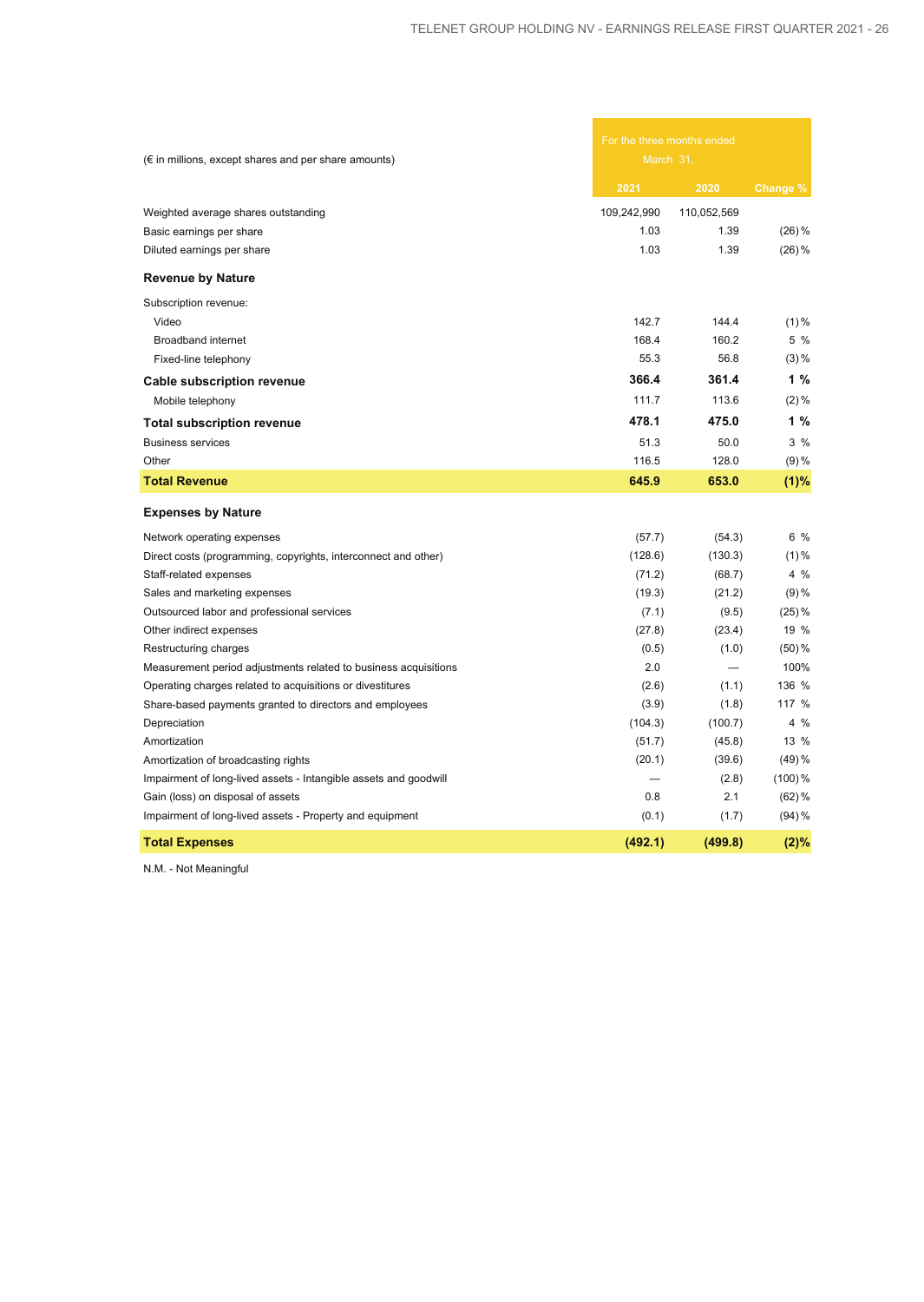| (€ in millions, except shares and per share amounts) | For the three months ended March 31, | | |
|---|---|---|---|
| | 2021 | 2020 | Change % |
| Weighted average shares outstanding | 109,242,990 | 110,052,569 | |
| Basic earnings per share | 1.03 | 1.39 | (26)% |
| Diluted earnings per share | 1.03 | 1.39 | (26)% |
| **Revenue by Nature** | | | |
| Subscription revenue: | | | |
| Video | 142.7 | 144.4 | (1)% |
| Broadband internet | 168.4 | 160.2 | 5 % |
| Fixed-line telephony | 55.3 | 56.8 | (3)% |
| **Cable subscription revenue** | **366.4** | **361.4** | **1 %** |
| Mobile telephony | 111.7 | 113.6 | (2)% |
| **Total subscription revenue** | **478.1** | **475.0** | **1 %** |
| Business services | 51.3 | 50.0 | 3 % |
| Other | 116.5 | 128.0 | (9)% |
| **Total Revenue** | **645.9** | **653.0** | **(1)%** |
| **Expenses by Nature** | | | |
| Network operating expenses | (57.7) | (54.3) | 6 % |
| Direct costs (programming, copyrights, interconnect and other) | (128.6) | (130.3) | (1)% |
| Staff-related expenses | (71.2) | (68.7) | 4 % |
| Sales and marketing expenses | (19.3) | (21.2) | (9)% |
| Outsourced labor and professional services | (7.1) | (9.5) | (25)% |
| Other indirect expenses | (27.8) | (23.4) | 19 % |
| Restructuring charges | (0.5) | (1.0) | (50)% |
| Measurement period adjustments related to business acquisitions | 2.0 | — | 100% |
| Operating charges related to acquisitions or divestitures | (2.6) | (1.1) | 136 % |
| Share-based payments granted to directors and employees | (3.9) | (1.8) | 117 % |
| Depreciation | (104.3) | (100.7) | 4 % |
| Amortization | (51.7) | (45.8) | 13 % |
| Amortization of broadcasting rights | (20.1) | (39.6) | (49)% |
| Impairment of long-lived assets - Intangible assets and goodwill | — | (2.8) | (100)% |
| Gain (loss) on disposal of assets | 0.8 | 2.1 | (62)% |
| Impairment of long-lived assets - Property and equipment | (0.1) | (1.7) | (94)% |
| **Total Expenses** | **(492.1)** | **(499.8)** | **(2)%** |

N.M. - Not Meaningful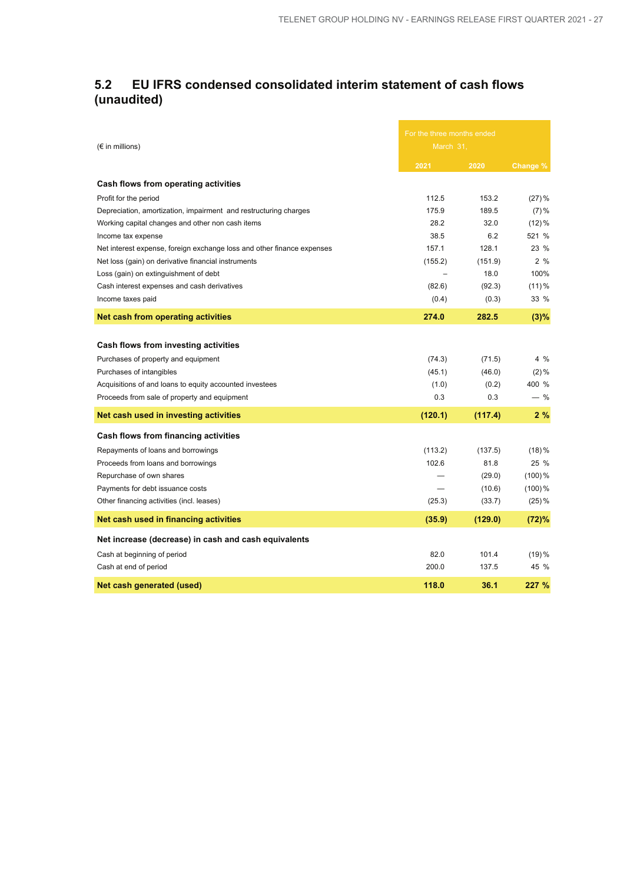## 5.2 EU IFRS condensed consolidated interim statement of cash flows (unaudited)

| (€ in millions) | For the three months ended March 31, | | |
|---|---|---|---|
| | **2021** | **2020** | **Change %** |
| **Cash flows from operating activities** | | | |
| Profit for the period | 112.5 | 153.2 | (27) % |
| Depreciation, amortization, impairment and restructuring charges | 175.9 | 189.5 | (7) % |
| Working capital changes and other non cash items | 28.2 | 32.0 | (12) % |
| Income tax expense | 38.5 | 6.2 | 521 % |
| Net interest expense, foreign exchange loss and other finance expenses | 157.1 | 128.1 | 23 % |
| Net loss (gain) on derivative financial instruments | (155.2) | (151.9) | 2 % |
| Loss (gain) on extinguishment of debt | – | 18.0 | 100% |
| Cash interest expenses and cash derivatives | (82.6) | (92.3) | (11) % |
| Income taxes paid | (0.4) | (0.3) | 33 % |
| **Net cash from operating activities** | **274.0** | **282.5** | **(3)%** |
| **Cash flows from investing activities** | | | |
| Purchases of property and equipment | (74.3) | (71.5) | 4 % |
| Purchases of intangibles | (45.1) | (46.0) | (2) % |
| Acquisitions of and loans to equity accounted investees | (1.0) | (0.2) | 400 % |
| Proceeds from sale of property and equipment | 0.3 | 0.3 | — % |
| **Net cash used in investing activities** | **(120.1)** | **(117.4)** | **2 %** |
| **Cash flows from financing activities** | | | |
| Repayments of loans and borrowings | (113.2) | (137.5) | (18) % |
| Proceeds from loans and borrowings | 102.6 | 81.8 | 25 % |
| Repurchase of own shares | — | (29.0) | (100) % |
| Payments for debt issuance costs | — | (10.6) | (100) % |
| Other financing activities (incl. leases) | (25.3) | (33.7) | (25) % |
| **Net cash used in financing activities** | **(35.9)** | **(129.0)** | **(72)%** |
| **Net increase (decrease) in cash and cash equivalents** | | | |
| Cash at beginning of period | 82.0 | 101.4 | (19) % |
| Cash at end of period | 200.0 | 137.5 | 45 % |
| **Net cash generated (used)** | **118.0** | **36.1** | **227 %** |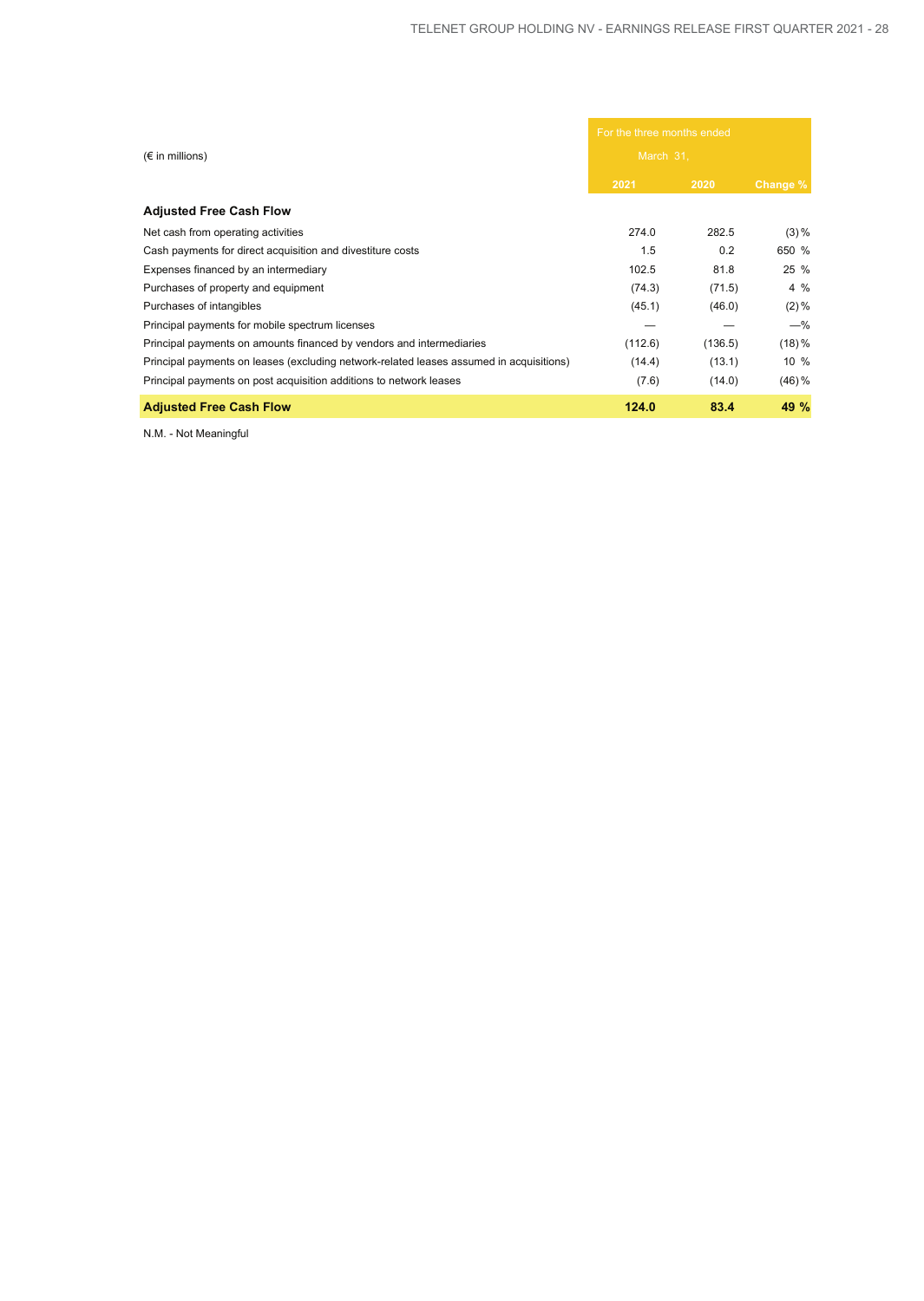| (€ in millions) | For the three months ended March 31, | | |
|---|---|---|---|
| | 2021 | 2020 | Change % |
| **Adjusted Free Cash Flow** | | | |
| Net cash from operating activities | 274.0 | 282.5 | (3) % |
| Cash payments for direct acquisition and divestiture costs | 1.5 | 0.2 | 650 % |
| Expenses financed by an intermediary | 102.5 | 81.8 | 25 % |
| Purchases of property and equipment | (74.3) | (71.5) | 4 % |
| Purchases of intangibles | (45.1) | (46.0) | (2) % |
| Principal payments for mobile spectrum licenses | — | — | —% |
| Principal payments on amounts financed by vendors and intermediaries | (112.6) | (136.5) | (18) % |
| Principal payments on leases (excluding network-related leases assumed in acquisitions) | (14.4) | (13.1) | 10 % |
| Principal payments on post acquisition additions to network leases | (7.6) | (14.0) | (46) % |
| **Adjusted Free Cash Flow** | **124.0** | **83.4** | **49 %** |

N.M. - Not Meaningful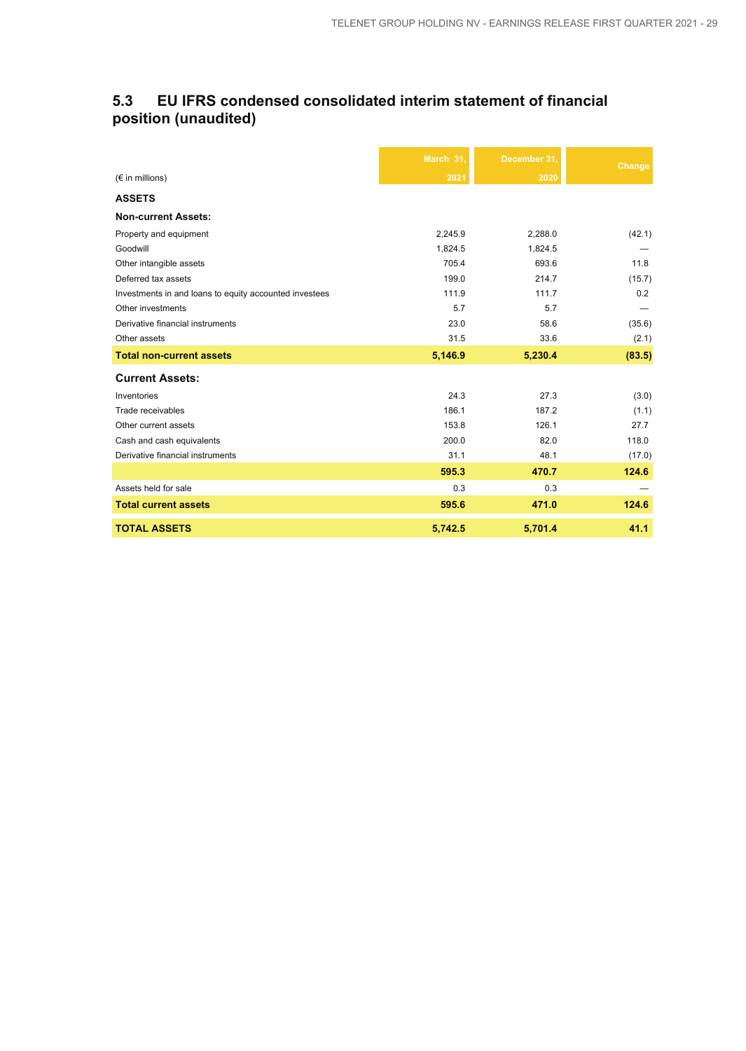## 5.3 EU IFRS condensed consolidated interim statement of financial position (unaudited)

| (€ in millions) | March 31, 2021 | December 31, 2020 | Change |
|---|---|---|---|
| **ASSETS** | | | |
| **Non-current Assets:** | | | |
| Property and equipment | 2,245.9 | 2,288.0 | (42.1) |
| Goodwill | 1,824.5 | 1,824.5 | — |
| Other intangible assets | 705.4 | 693.6 | 11.8 |
| Deferred tax assets | 199.0 | 214.7 | (15.7) |
| Investments in and loans to equity accounted investees | 111.9 | 111.7 | 0.2 |
| Other investments | 5.7 | 5.7 | — |
| Derivative financial instruments | 23.0 | 58.6 | (35.6) |
| Other assets | 31.5 | 33.6 | (2.1) |
| **Total non-current assets** | **5,146.9** | **5,230.4** | **(83.5)** |
| **Current Assets:** | | | |
| Inventories | 24.3 | 27.3 | (3.0) |
| Trade receivables | 186.1 | 187.2 | (1.1) |
| Other current assets | 153.8 | 126.1 | 27.7 |
| Cash and cash equivalents | 200.0 | 82.0 | 118.0 |
| Derivative financial instruments | 31.1 | 48.1 | (17.0) |
| | **595.3** | **470.7** | **124.6** |
| Assets held for sale | 0.3 | 0.3 | — |
| **Total current assets** | **595.6** | **471.0** | **124.6** |
| **TOTAL ASSETS** | **5,742.5** | **5,701.4** | **41.1** |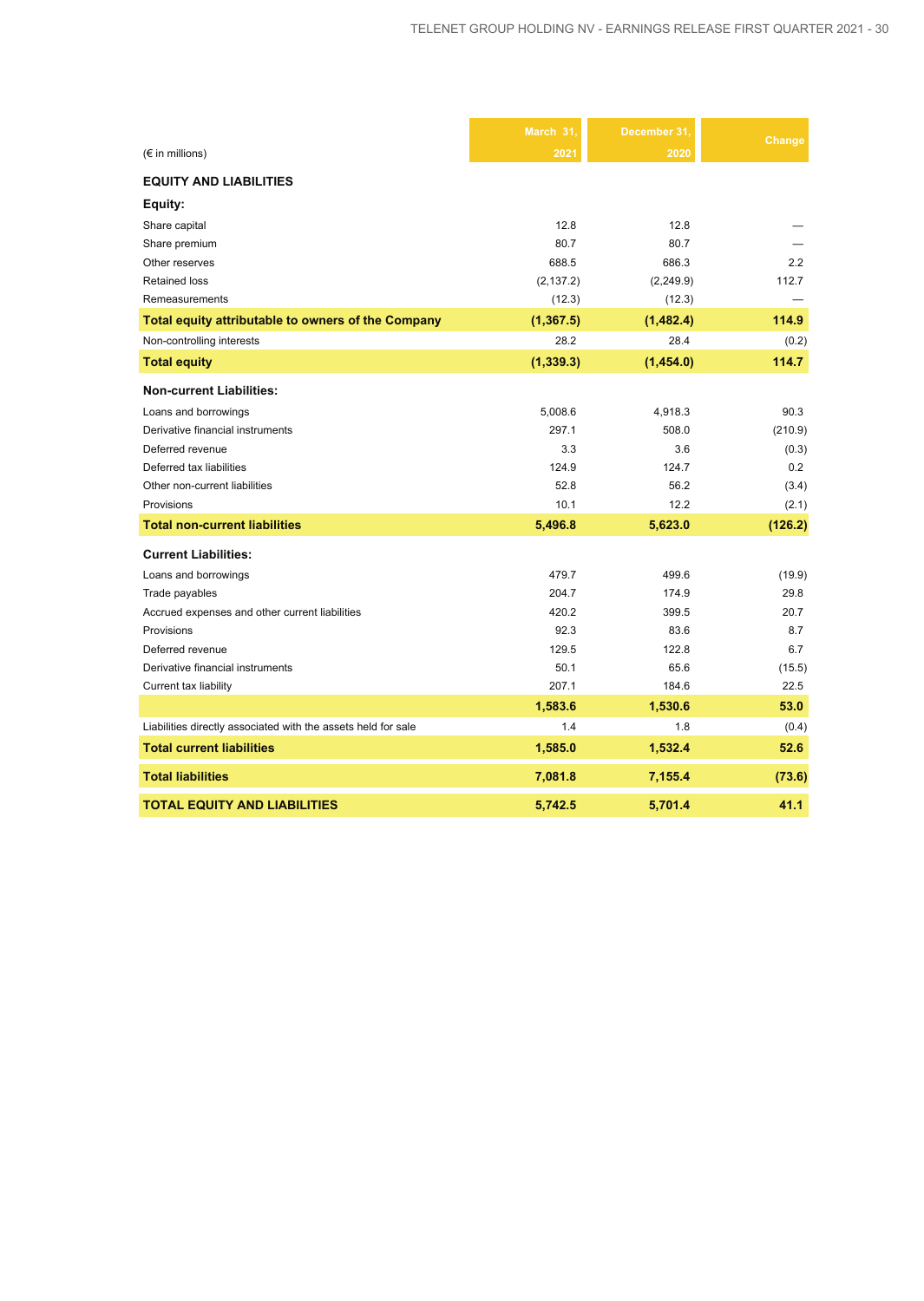| (€ in millions) | March 31, 2021 | December 31, 2020 | Change |
|---|---|---|---|
| **EQUITY AND LIABILITIES** | | | |
| **Equity:** | | | |
| Share capital | 12.8 | 12.8 | — |
| Share premium | 80.7 | 80.7 | — |
| Other reserves | 688.5 | 686.3 | 2.2 |
| Retained loss | (2,137.2) | (2,249.9) | 112.7 |
| Remeasurements | (12.3) | (12.3) | — |
| **Total equity attributable to owners of the Company** | **(1,367.5)** | **(1,482.4)** | **114.9** |
| Non-controlling interests | 28.2 | 28.4 | (0.2) |
| **Total equity** | **(1,339.3)** | **(1,454.0)** | **114.7** |
| **Non-current Liabilities:** | | | |
| Loans and borrowings | 5,008.6 | 4,918.3 | 90.3 |
| Derivative financial instruments | 297.1 | 508.0 | (210.9) |
| Deferred revenue | 3.3 | 3.6 | (0.3) |
| Deferred tax liabilities | 124.9 | 124.7 | 0.2 |
| Other non-current liabilities | 52.8 | 56.2 | (3.4) |
| Provisions | 10.1 | 12.2 | (2.1) |
| **Total non-current liabilities** | **5,496.8** | **5,623.0** | **(126.2)** |
| **Current Liabilities:** | | | |
| Loans and borrowings | 479.7 | 499.6 | (19.9) |
| Trade payables | 204.7 | 174.9 | 29.8 |
| Accrued expenses and other current liabilities | 420.2 | 399.5 | 20.7 |
| Provisions | 92.3 | 83.6 | 8.7 |
| Deferred revenue | 129.5 | 122.8 | 6.7 |
| Derivative financial instruments | 50.1 | 65.6 | (15.5) |
| Current tax liability | 207.1 | 184.6 | 22.5 |
| | **1,583.6** | **1,530.6** | **53.0** |
| Liabilities directly associated with the assets held for sale | 1.4 | 1.8 | (0.4) |
| **Total current liabilities** | **1,585.0** | **1,532.4** | **52.6** |
| **Total liabilities** | **7,081.8** | **7,155.4** | **(73.6)** |
| **TOTAL EQUITY AND LIABILITIES** | **5,742.5** | **5,701.4** | **41.1** |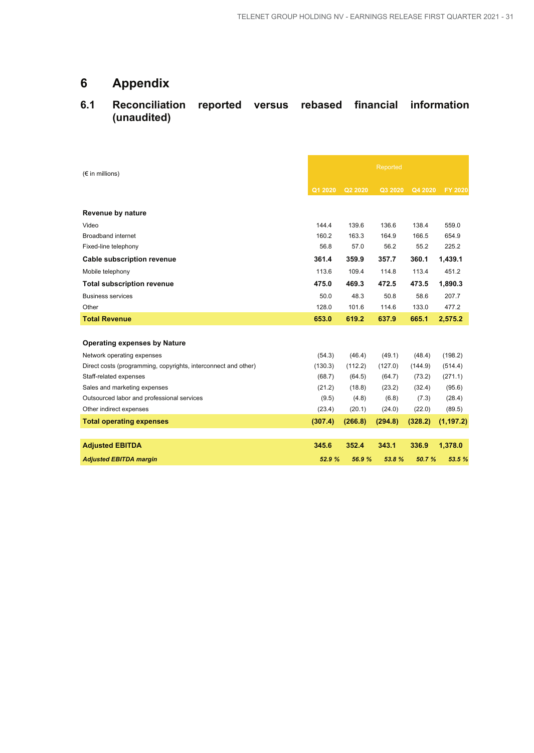# 6 Appendix

## 6.1 Reconciliation reported versus rebased financial information (unaudited)

| (€ in millions) | Reported | | | | |
|---|---|---|---|---|---|
| | Q1 2020 | Q2 2020 | Q3 2020 | Q4 2020 | FY 2020 |
| **Revenue by nature** | | | | | |
| Video | 144.4 | 139.6 | 136.6 | 138.4 | 559.0 |
| Broadband internet | 160.2 | 163.3 | 164.9 | 166.5 | 654.9 |
| Fixed-line telephony | 56.8 | 57.0 | 56.2 | 55.2 | 225.2 |
| **Cable subscription revenue** | **361.4** | **359.9** | **357.7** | **360.1** | **1,439.1** |
| Mobile telephony | 113.6 | 109.4 | 114.8 | 113.4 | 451.2 |
| **Total subscription revenue** | **475.0** | **469.3** | **472.5** | **473.5** | **1,890.3** |
| Business services | 50.0 | 48.3 | 50.8 | 58.6 | 207.7 |
| Other | 128.0 | 101.6 | 114.6 | 133.0 | 477.2 |
| **Total Revenue** | **653.0** | **619.2** | **637.9** | **665.1** | **2,575.2** |
| | | | | | |
| **Operating expenses by Nature** | | | | | |
| Network operating expenses | (54.3) | (46.4) | (49.1) | (48.4) | (198.2) |
| Direct costs (programming, copyrights, interconnect and other) | (130.3) | (112.2) | (127.0) | (144.9) | (514.4) |
| Staff-related expenses | (68.7) | (64.5) | (64.7) | (73.2) | (271.1) |
| Sales and marketing expenses | (21.2) | (18.8) | (23.2) | (32.4) | (95.6) |
| Outsourced labor and professional services | (9.5) | (4.8) | (6.8) | (7.3) | (28.4) |
| Other indirect expenses | (23.4) | (20.1) | (24.0) | (22.0) | (89.5) |
| **Total operating expenses** | **(307.4)** | **(266.8)** | **(294.8)** | **(328.2)** | **(1,197.2)** |
| | | | | | |
| **Adjusted EBITDA** | **345.6** | **352.4** | **343.1** | **336.9** | **1,378.0** |
| ***Adjusted EBITDA margin*** | ***52.9 %*** | ***56.9 %*** | ***53.8 %*** | ***50.7 %*** | ***53.5 %*** |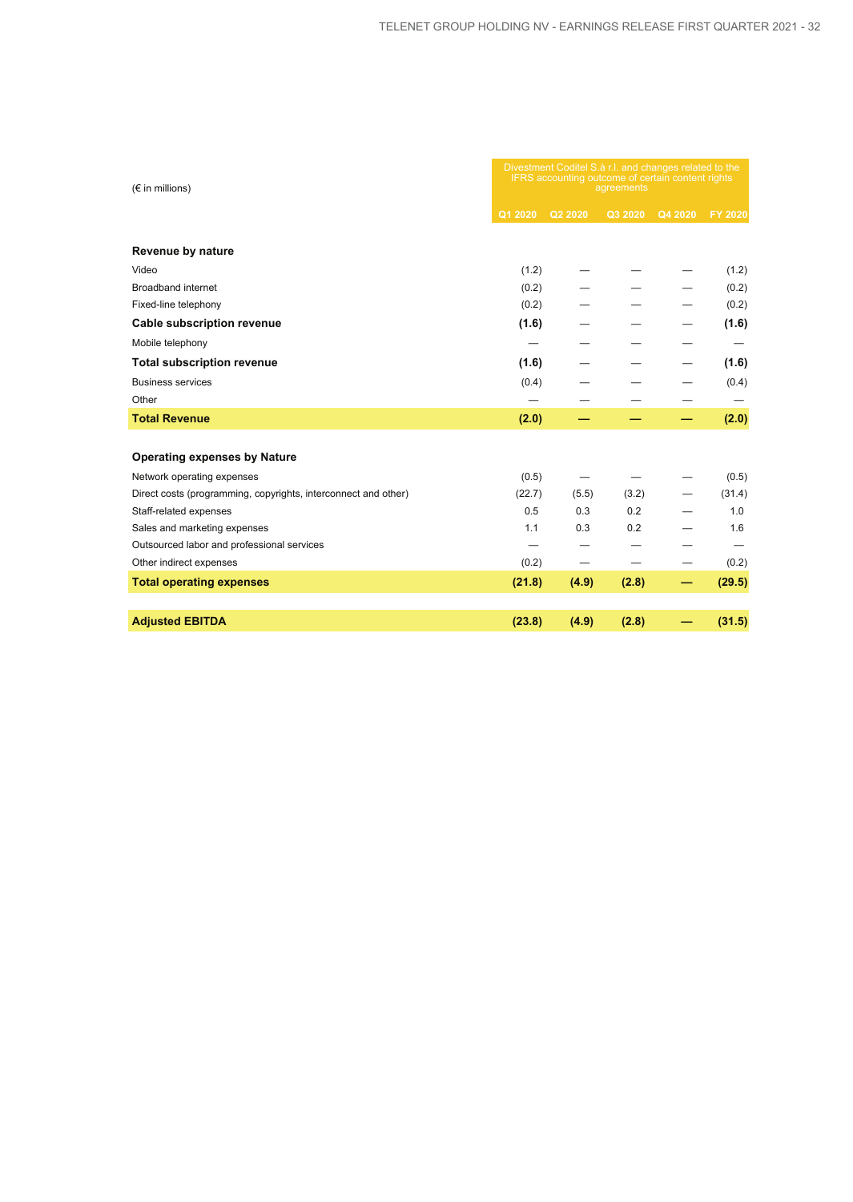| (€ in millions) | Divestment Coditel S.à r.l. and changes related to the IFRS accounting outcome of certain content rights agreements | | | | |
|---|---|---|---|---|---|
| | Q1 2020 | Q2 2020 | Q3 2020 | Q4 2020 | FY 2020 |
| **Revenue by nature** | | | | | |
| Video | (1.2) | — | — | — | (1.2) |
| Broadband internet | (0.2) | — | — | — | (0.2) |
| Fixed-line telephony | (0.2) | — | — | — | (0.2) |
| **Cable subscription revenue** | **(1.6)** | — | — | — | **(1.6)** |
| Mobile telephony | — | — | — | — | — |
| **Total subscription revenue** | **(1.6)** | — | — | — | **(1.6)** |
| Business services | (0.4) | — | — | — | (0.4) |
| Other | — | — | — | — | — |
| **Total Revenue** | **(2.0)** | **—** | **—** | **—** | **(2.0)** |
| | | | | | |
| **Operating expenses by Nature** | | | | | |
| Network operating expenses | (0.5) | — | — | — | (0.5) |
| Direct costs (programming, copyrights, interconnect and other) | (22.7) | (5.5) | (3.2) | — | (31.4) |
| Staff-related expenses | 0.5 | 0.3 | 0.2 | — | 1.0 |
| Sales and marketing expenses | 1.1 | 0.3 | 0.2 | — | 1.6 |
| Outsourced labor and professional services | — | — | — | — | — |
| Other indirect expenses | (0.2) | — | — | — | (0.2) |
| **Total operating expenses** | **(21.8)** | **(4.9)** | **(2.8)** | **—** | **(29.5)** |
| | | | | | |
| **Adjusted EBITDA** | **(23.8)** | **(4.9)** | **(2.8)** | **—** | **(31.5)** |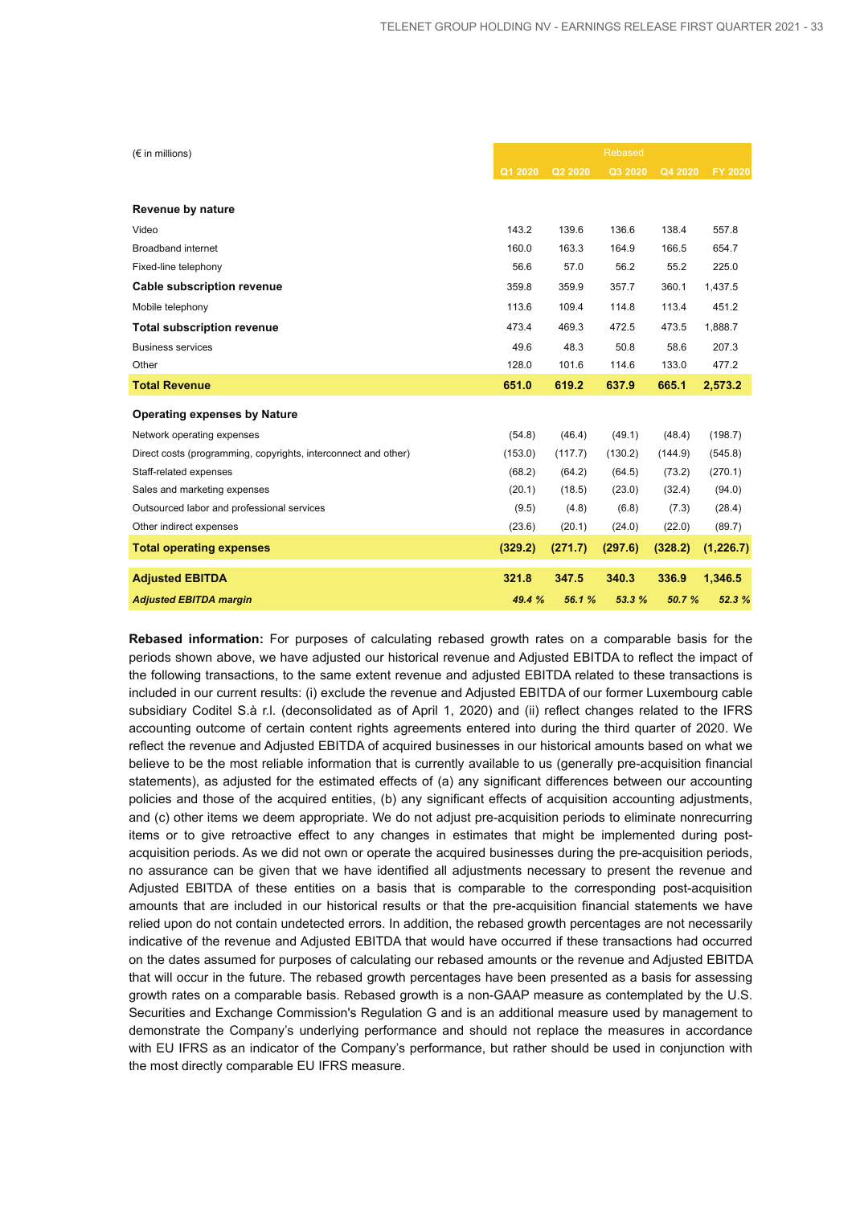| (€ in millions) | Rebased | | | | |
|---|---|---|---|---|---|
| | Q1 2020 | Q2 2020 | Q3 2020 | Q4 2020 | FY 2020 |
| **Revenue by nature** | | | | | |
| Video | 143.2 | 139.6 | 136.6 | 138.4 | 557.8 |
| Broadband internet | 160.0 | 163.3 | 164.9 | 166.5 | 654.7 |
| Fixed-line telephony | 56.6 | 57.0 | 56.2 | 55.2 | 225.0 |
| **Cable subscription revenue** | 359.8 | 359.9 | 357.7 | 360.1 | 1,437.5 |
| Mobile telephony | 113.6 | 109.4 | 114.8 | 113.4 | 451.2 |
| **Total subscription revenue** | 473.4 | 469.3 | 472.5 | 473.5 | 1,888.7 |
| Business services | 49.6 | 48.3 | 50.8 | 58.6 | 207.3 |
| Other | 128.0 | 101.6 | 114.6 | 133.0 | 477.2 |
| **Total Revenue** | **651.0** | **619.2** | **637.9** | **665.1** | **2,573.2** |
| **Operating expenses by Nature** | | | | | |
| Network operating expenses | (54.8) | (46.4) | (49.1) | (48.4) | (198.7) |
| Direct costs (programming, copyrights, interconnect and other) | (153.0) | (117.7) | (130.2) | (144.9) | (545.8) |
| Staff-related expenses | (68.2) | (64.2) | (64.5) | (73.2) | (270.1) |
| Sales and marketing expenses | (20.1) | (18.5) | (23.0) | (32.4) | (94.0) |
| Outsourced labor and professional services | (9.5) | (4.8) | (6.8) | (7.3) | (28.4) |
| Other indirect expenses | (23.6) | (20.1) | (24.0) | (22.0) | (89.7) |
| **Total operating expenses** | **(329.2)** | **(271.7)** | **(297.6)** | **(328.2)** | **(1,226.7)** |
| **Adjusted EBITDA** | **321.8** | **347.5** | **340.3** | **336.9** | **1,346.5** |
| ***Adjusted EBITDA margin*** | ***49.4 %*** | ***56.1 %*** | ***53.3 %*** | ***50.7 %*** | ***52.3 %*** |

**Rebased information:** For purposes of calculating rebased growth rates on a comparable basis for the periods shown above, we have adjusted our historical revenue and Adjusted EBITDA to reflect the impact of the following transactions, to the same extent revenue and adjusted EBITDA related to these transactions is included in our current results: (i) exclude the revenue and Adjusted EBITDA of our former Luxembourg cable subsidiary Coditel S.à r.l. (deconsolidated as of April 1, 2020) and (ii) reflect changes related to the IFRS accounting outcome of certain content rights agreements entered into during the third quarter of 2020. We reflect the revenue and Adjusted EBITDA of acquired businesses in our historical amounts based on what we believe to be the most reliable information that is currently available to us (generally pre-acquisition financial statements), as adjusted for the estimated effects of (a) any significant differences between our accounting policies and those of the acquired entities, (b) any significant effects of acquisition accounting adjustments, and (c) other items we deem appropriate. We do not adjust pre-acquisition periods to eliminate nonrecurring items or to give retroactive effect to any changes in estimates that might be implemented during post-acquisition periods. As we did not own or operate the acquired businesses during the pre-acquisition periods, no assurance can be given that we have identified all adjustments necessary to present the revenue and Adjusted EBITDA of these entities on a basis that is comparable to the corresponding post-acquisition amounts that are included in our historical results or that the pre-acquisition financial statements we have relied upon do not contain undetected errors. In addition, the rebased growth percentages are not necessarily indicative of the revenue and Adjusted EBITDA that would have occurred if these transactions had occurred on the dates assumed for purposes of calculating our rebased amounts or the revenue and Adjusted EBITDA that will occur in the future. The rebased growth percentages have been presented as a basis for assessing growth rates on a comparable basis. Rebased growth is a non-GAAP measure as contemplated by the U.S. Securities and Exchange Commission's Regulation G and is an additional measure used by management to demonstrate the Company's underlying performance and should not replace the measures in accordance with EU IFRS as an indicator of the Company's performance, but rather should be used in conjunction with the most directly comparable EU IFRS measure.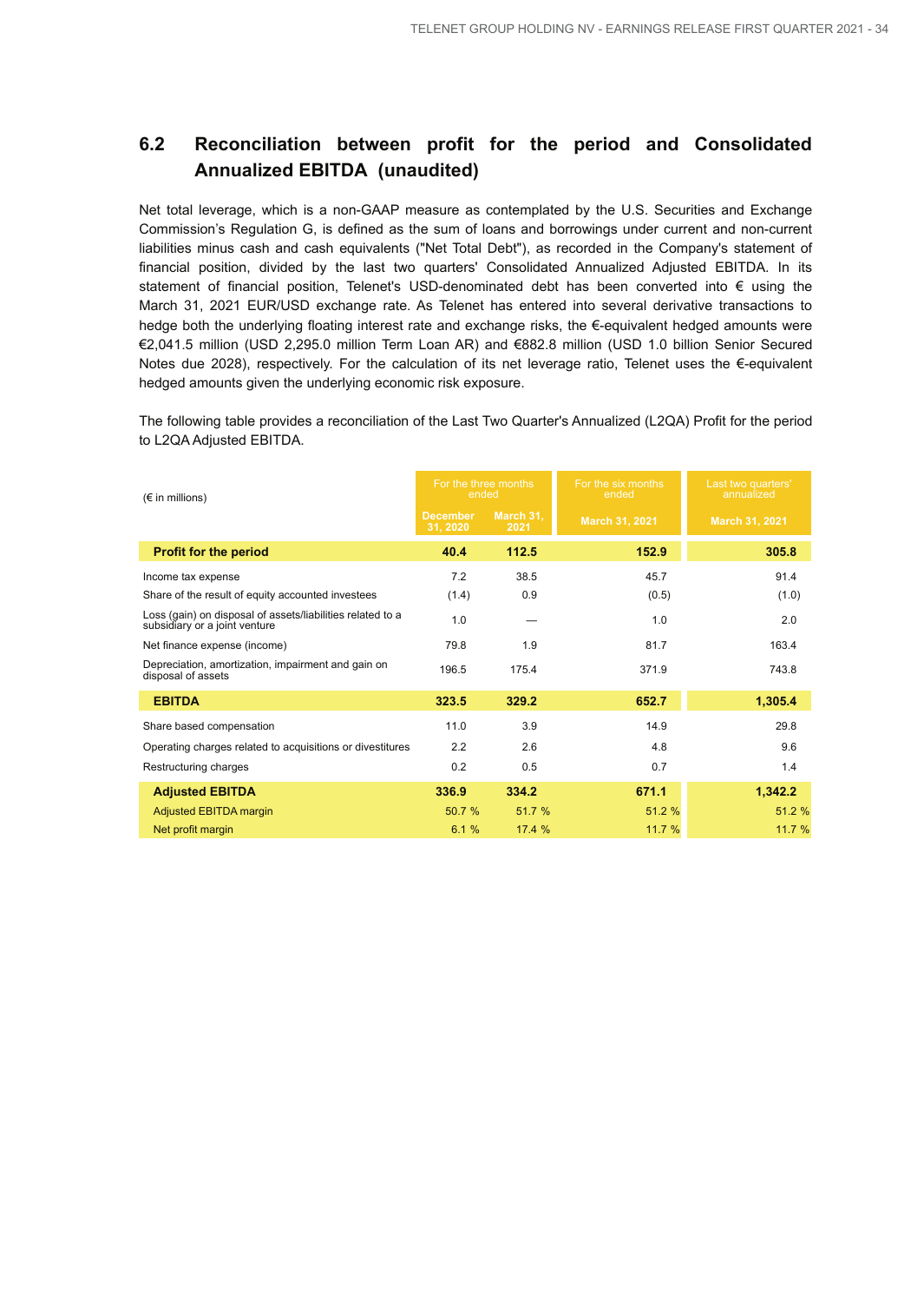## 6.2 Reconciliation between profit for the period and Consolidated Annualized EBITDA (unaudited)

Net total leverage, which is a non-GAAP measure as contemplated by the U.S. Securities and Exchange Commission's Regulation G, is defined as the sum of loans and borrowings under current and non-current liabilities minus cash and cash equivalents ("Net Total Debt"), as recorded in the Company's statement of financial position, divided by the last two quarters' Consolidated Annualized Adjusted EBITDA. In its statement of financial position, Telenet's USD-denominated debt has been converted into € using the March 31, 2021 EUR/USD exchange rate. As Telenet has entered into several derivative transactions to hedge both the underlying floating interest rate and exchange risks, the €-equivalent hedged amounts were €2,041.5 million (USD 2,295.0 million Term Loan AR) and €882.8 million (USD 1.0 billion Senior Secured Notes due 2028), respectively. For the calculation of its net leverage ratio, Telenet uses the €-equivalent hedged amounts given the underlying economic risk exposure.

The following table provides a reconciliation of the Last Two Quarter's Annualized (L2QA) Profit for the period to L2QA Adjusted EBITDA.

| (€ in millions) | For the three months ended | | For the six months ended | Last two quarters' annualized |
|---|---|---|---|---|
| | December 31, 2020 | March 31, 2021 | March 31, 2021 | March 31, 2021 |
| **Profit for the period** | **40.4** | **112.5** | **152.9** | **305.8** |
| Income tax expense | 7.2 | 38.5 | 45.7 | 91.4 |
| Share of the result of equity accounted investees | (1.4) | 0.9 | (0.5) | (1.0) |
| Loss (gain) on disposal of assets/liabilities related to a subsidiary or a joint venture | 1.0 | — | 1.0 | 2.0 |
| Net finance expense (income) | 79.8 | 1.9 | 81.7 | 163.4 |
| Depreciation, amortization, impairment and gain on disposal of assets | 196.5 | 175.4 | 371.9 | 743.8 |
| **EBITDA** | **323.5** | **329.2** | **652.7** | **1,305.4** |
| Share based compensation | 11.0 | 3.9 | 14.9 | 29.8 |
| Operating charges related to acquisitions or divestitures | 2.2 | 2.6 | 4.8 | 9.6 |
| Restructuring charges | 0.2 | 0.5 | 0.7 | 1.4 |
| **Adjusted EBITDA** | **336.9** | **334.2** | **671.1** | **1,342.2** |
| Adjusted EBITDA margin | 50.7 % | 51.7 % | 51.2 % | 51.2 % |
| Net profit margin | 6.1 % | 17.4 % | 11.7 % | 11.7 % |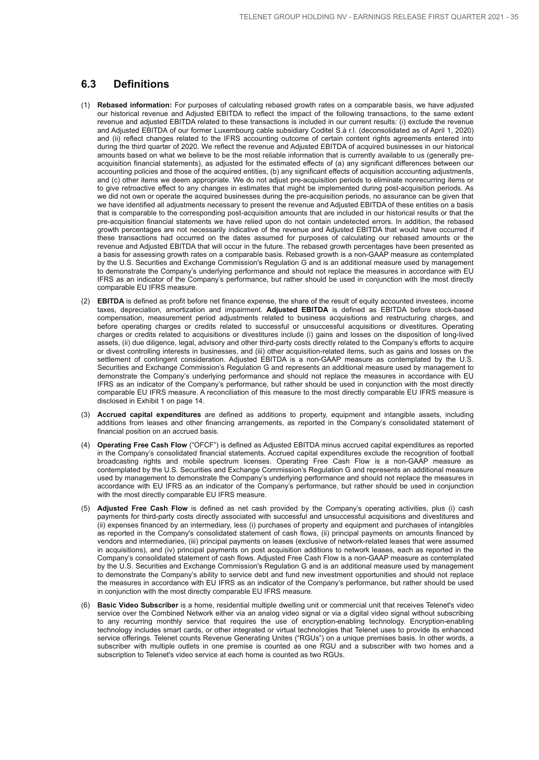## 6.3 Definitions

(1) **Rebased information:** For purposes of calculating rebased growth rates on a comparable basis, we have adjusted our historical revenue and Adjusted EBITDA to reflect the impact of the following transactions, to the same extent revenue and adjusted EBITDA related to these transactions is included in our current results: (i) exclude the revenue and Adjusted EBITDA of our former Luxembourg cable subsidiary Coditel S.à r.l. (deconsolidated as of April 1, 2020) and (ii) reflect changes related to the IFRS accounting outcome of certain content rights agreements entered into during the third quarter of 2020. We reflect the revenue and Adjusted EBITDA of acquired businesses in our historical amounts based on what we believe to be the most reliable information that is currently available to us (generally pre-acquisition financial statements), as adjusted for the estimated effects of (a) any significant differences between our accounting policies and those of the acquired entities, (b) any significant effects of acquisition accounting adjustments, and (c) other items we deem appropriate. We do not adjust pre-acquisition periods to eliminate nonrecurring items or to give retroactive effect to any changes in estimates that might be implemented during post-acquisition periods. As we did not own or operate the acquired businesses during the pre-acquisition periods, no assurance can be given that we have identified all adjustments necessary to present the revenue and Adjusted EBITDA of these entities on a basis that is comparable to the corresponding post-acquisition amounts that are included in our historical results or that the pre-acquisition financial statements we have relied upon do not contain undetected errors. In addition, the rebased growth percentages are not necessarily indicative of the revenue and Adjusted EBITDA that would have occurred if these transactions had occurred on the dates assumed for purposes of calculating our rebased amounts or the revenue and Adjusted EBITDA that will occur in the future. The rebased growth percentages have been presented as a basis for assessing growth rates on a comparable basis. Rebased growth is a non-GAAP measure as contemplated by the U.S. Securities and Exchange Commission's Regulation G and is an additional measure used by management to demonstrate the Company's underlying performance and should not replace the measures in accordance with EU IFRS as an indicator of the Company's performance, but rather should be used in conjunction with the most directly comparable EU IFRS measure.

(2) **EBITDA** is defined as profit before net finance expense, the share of the result of equity accounted investees, income taxes, depreciation, amortization and impairment. **Adjusted EBITDA** is defined as EBITDA before stock-based compensation, measurement period adjustments related to business acquisitions and restructuring charges, and before operating charges or credits related to successful or unsuccessful acquisitions or divestitures. Operating charges or credits related to acquisitions or divestitures include (i) gains and losses on the disposition of long-lived assets, (ii) due diligence, legal, advisory and other third-party costs directly related to the Company's efforts to acquire or divest controlling interests in businesses, and (iii) other acquisition-related items, such as gains and losses on the settlement of contingent consideration. Adjusted EBITDA is a non-GAAP measure as contemplated by the U.S. Securities and Exchange Commission's Regulation G and represents an additional measure used by management to demonstrate the Company's underlying performance and should not replace the measures in accordance with EU IFRS as an indicator of the Company's performance, but rather should be used in conjunction with the most directly comparable EU IFRS measure. A reconciliation of this measure to the most directly comparable EU IFRS measure is disclosed in Exhibit 1 on page 14.

(3) **Accrued capital expenditures** are defined as additions to property, equipment and intangible assets, including additions from leases and other financing arrangements, as reported in the Company's consolidated statement of financial position on an accrued basis.

(4) **Operating Free Cash Flow** ("OFCF") is defined as Adjusted EBITDA minus accrued capital expenditures as reported in the Company's consolidated financial statements. Accrued capital expenditures exclude the recognition of football broadcasting rights and mobile spectrum licenses. Operating Free Cash Flow is a non-GAAP measure as contemplated by the U.S. Securities and Exchange Commission's Regulation G and represents an additional measure used by management to demonstrate the Company's underlying performance and should not replace the measures in accordance with EU IFRS as an indicator of the Company's performance, but rather should be used in conjunction with the most directly comparable EU IFRS measure.

(5) **Adjusted Free Cash Flow** is defined as net cash provided by the Company's operating activities, plus (i) cash payments for third-party costs directly associated with successful and unsuccessful acquisitions and divestitures and (ii) expenses financed by an intermediary, less (i) purchases of property and equipment and purchases of intangibles as reported in the Company's consolidated statement of cash flows, (ii) principal payments on amounts financed by vendors and intermediaries, (iii) principal payments on leases (exclusive of network-related leases that were assumed in acquisitions), and (iv) principal payments on post acquisition additions to network leases, each as reported in the Company's consolidated statement of cash flows. Adjusted Free Cash Flow is a non-GAAP measure as contemplated by the U.S. Securities and Exchange Commission's Regulation G and is an additional measure used by management to demonstrate the Company's ability to service debt and fund new investment opportunities and should not replace the measures in accordance with EU IFRS as an indicator of the Company's performance, but rather should be used in conjunction with the most directly comparable EU IFRS measure.

(6) **Basic Video Subscriber** is a home, residential multiple dwelling unit or commercial unit that receives Telenet's video service over the Combined Network either via an analog video signal or via a digital video signal without subscribing to any recurring monthly service that requires the use of encryption-enabling technology. Encryption-enabling technology includes smart cards, or other integrated or virtual technologies that Telenet uses to provide its enhanced service offerings. Telenet counts Revenue Generating Unites ("RGUs") on a unique premises basis. In other words, a subscriber with multiple outlets in one premise is counted as one RGU and a subscriber with two homes and a subscription to Telenet's video service at each home is counted as two RGUs.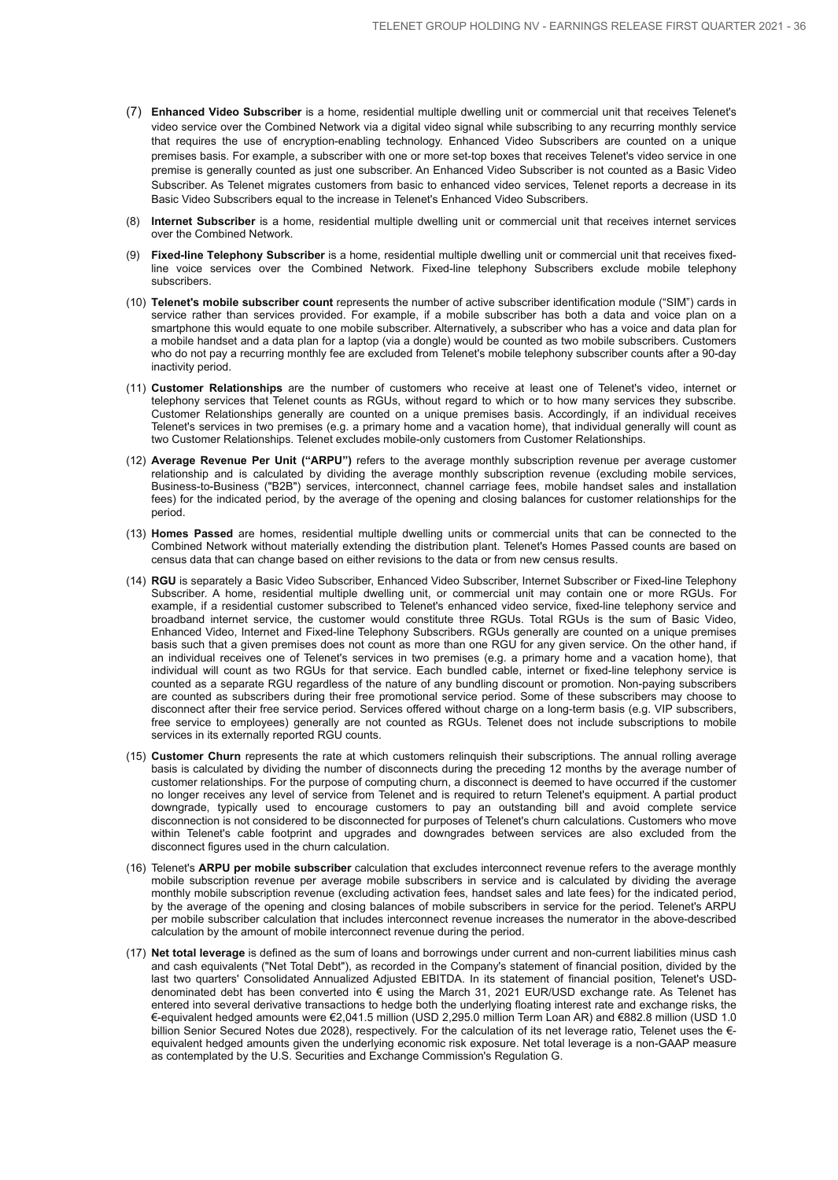(7) **Enhanced Video Subscriber** is a home, residential multiple dwelling unit or commercial unit that receives Telenet's video service over the Combined Network via a digital video signal while subscribing to any recurring monthly service that requires the use of encryption-enabling technology. Enhanced Video Subscribers are counted on a unique premises basis. For example, a subscriber with one or more set-top boxes that receives Telenet's video service in one premise is generally counted as just one subscriber. An Enhanced Video Subscriber is not counted as a Basic Video Subscriber. As Telenet migrates customers from basic to enhanced video services, Telenet reports a decrease in its Basic Video Subscribers equal to the increase in Telenet's Enhanced Video Subscribers.

(8) **Internet Subscriber** is a home, residential multiple dwelling unit or commercial unit that receives internet services over the Combined Network.

(9) **Fixed-line Telephony Subscriber** is a home, residential multiple dwelling unit or commercial unit that receives fixed-line voice services over the Combined Network. Fixed-line telephony Subscribers exclude mobile telephony subscribers.

(10) **Telenet's mobile subscriber count** represents the number of active subscriber identification module ("SIM") cards in service rather than services provided. For example, if a mobile subscriber has both a data and voice plan on a smartphone this would equate to one mobile subscriber. Alternatively, a subscriber who has a voice and data plan for a mobile handset and a data plan for a laptop (via a dongle) would be counted as two mobile subscribers. Customers who do not pay a recurring monthly fee are excluded from Telenet's mobile telephony subscriber counts after a 90-day inactivity period.

(11) **Customer Relationships** are the number of customers who receive at least one of Telenet's video, internet or telephony services that Telenet counts as RGUs, without regard to which or to how many services they subscribe. Customer Relationships generally are counted on a unique premises basis. Accordingly, if an individual receives Telenet's services in two premises (e.g. a primary home and a vacation home), that individual generally will count as two Customer Relationships. Telenet excludes mobile-only customers from Customer Relationships.

(12) **Average Revenue Per Unit ("ARPU")** refers to the average monthly subscription revenue per average customer relationship and is calculated by dividing the average monthly subscription revenue (excluding mobile services, Business-to-Business ("B2B") services, interconnect, channel carriage fees, mobile handset sales and installation fees) for the indicated period, by the average of the opening and closing balances for customer relationships for the period.

(13) **Homes Passed** are homes, residential multiple dwelling units or commercial units that can be connected to the Combined Network without materially extending the distribution plant. Telenet's Homes Passed counts are based on census data that can change based on either revisions to the data or from new census results.

(14) **RGU** is separately a Basic Video Subscriber, Enhanced Video Subscriber, Internet Subscriber or Fixed-line Telephony Subscriber. A home, residential multiple dwelling unit, or commercial unit may contain one or more RGUs. For example, if a residential customer subscribed to Telenet's enhanced video service, fixed-line telephony service and broadband internet service, the customer would constitute three RGUs. Total RGUs is the sum of Basic Video, Enhanced Video, Internet and Fixed-line Telephony Subscribers. RGUs generally are counted on a unique premises basis such that a given premises does not count as more than one RGU for any given service. On the other hand, if an individual receives one of Telenet's services in two premises (e.g. a primary home and a vacation home), that individual will count as two RGUs for that service. Each bundled cable, internet or fixed-line telephony service is counted as a separate RGU regardless of the nature of any bundling discount or promotion. Non-paying subscribers are counted as subscribers during their free promotional service period. Some of these subscribers may choose to disconnect after their free service period. Services offered without charge on a long-term basis (e.g. VIP subscribers, free service to employees) generally are not counted as RGUs. Telenet does not include subscriptions to mobile services in its externally reported RGU counts.

(15) **Customer Churn** represents the rate at which customers relinquish their subscriptions. The annual rolling average basis is calculated by dividing the number of disconnects during the preceding 12 months by the average number of customer relationships. For the purpose of computing churn, a disconnect is deemed to have occurred if the customer no longer receives any level of service from Telenet and is required to return Telenet's equipment. A partial product downgrade, typically used to encourage customers to pay an outstanding bill and avoid complete service disconnection is not considered to be disconnected for purposes of Telenet's churn calculations. Customers who move within Telenet's cable footprint and upgrades and downgrades between services are also excluded from the disconnect figures used in the churn calculation.

(16) Telenet's **ARPU per mobile subscriber** calculation that excludes interconnect revenue refers to the average monthly mobile subscription revenue per average mobile subscribers in service and is calculated by dividing the average monthly mobile subscription revenue (excluding activation fees, handset sales and late fees) for the indicated period, by the average of the opening and closing balances of mobile subscribers in service for the period. Telenet's ARPU per mobile subscriber calculation that includes interconnect revenue increases the numerator in the above-described calculation by the amount of mobile interconnect revenue during the period.

(17) **Net total leverage** is defined as the sum of loans and borrowings under current and non-current liabilities minus cash and cash equivalents ("Net Total Debt"), as recorded in the Company's statement of financial position, divided by the last two quarters' Consolidated Annualized Adjusted EBITDA. In its statement of financial position, Telenet's USD-denominated debt has been converted into € using the March 31, 2021 EUR/USD exchange rate. As Telenet has entered into several derivative transactions to hedge both the underlying floating interest rate and exchange risks, the €-equivalent hedged amounts were €2,041.5 million (USD 2,295.0 million Term Loan AR) and €882.8 million (USD 1.0 billion Senior Secured Notes due 2028), respectively. For the calculation of its net leverage ratio, Telenet uses the €-equivalent hedged amounts given the underlying economic risk exposure. Net total leverage is a non-GAAP measure as contemplated by the U.S. Securities and Exchange Commission's Regulation G.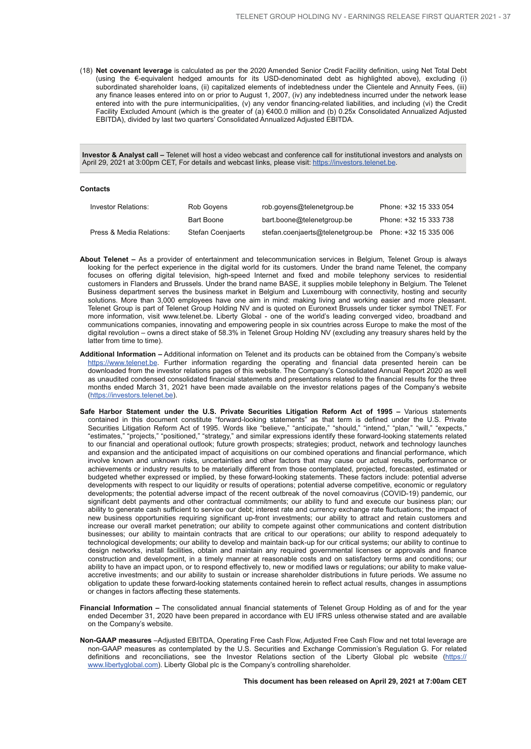(18) **Net covenant leverage** is calculated as per the 2020 Amended Senior Credit Facility definition, using Net Total Debt (using the €-equivalent hedged amounts for its USD-denominated debt as highlighted above), excluding (i) subordinated shareholder loans, (ii) capitalized elements of indebtedness under the Clientele and Annuity Fees, (iii) any finance leases entered into on or prior to August 1, 2007, (iv) any indebtedness incurred under the network lease entered into with the pure intermunicipalities, (v) any vendor financing-related liabilities, and including (vi) the Credit Facility Excluded Amount (which is the greater of (a) €400.0 million and (b) 0.25x Consolidated Annualized Adjusted EBITDA), divided by last two quarters' Consolidated Annualized Adjusted EBITDA.

**Investor & Analyst call –** Telenet will host a video webcast and conference call for institutional investors and analysts on April 29, 2021 at 3:00pm CET, For details and webcast links, please visit: https://investors.telenet.be.

**Contacts**

| | | | |
|---|---|---|---|
| Investor Relations: | Rob Goyens | rob.goyens@telenetgroup.be | Phone: +32 15 333 054 |
| | Bart Boone | bart.boone@telenetgroup.be | Phone: +32 15 333 738 |
| Press & Media Relations: | Stefan Coenjaerts | stefan.coenjaerts@telenetgroup.be | Phone: +32 15 335 006 |

**About Telenet –** As a provider of entertainment and telecommunication services in Belgium, Telenet Group is always looking for the perfect experience in the digital world for its customers. Under the brand name Telenet, the company focuses on offering digital television, high-speed Internet and fixed and mobile telephony services to residential customers in Flanders and Brussels. Under the brand name BASE, it supplies mobile telephony in Belgium. The Telenet Business department serves the business market in Belgium and Luxembourg with connectivity, hosting and security solutions. More than 3,000 employees have one aim in mind: making living and working easier and more pleasant. Telenet Group is part of Telenet Group Holding NV and is quoted on Euronext Brussels under ticker symbol TNET. For more information, visit www.telenet.be. Liberty Global - one of the world's leading converged video, broadband and communications companies, innovating and empowering people in six countries across Europe to make the most of the digital revolution – owns a direct stake of 58.3% in Telenet Group Holding NV (excluding any treasury shares held by the latter from time to time).

**Additional Information –** Additional information on Telenet and its products can be obtained from the Company's website https://www.telenet.be. Further information regarding the operating and financial data presented herein can be downloaded from the investor relations pages of this website. The Company's Consolidated Annual Report 2020 as well as unaudited condensed consolidated financial statements and presentations related to the financial results for the three months ended March 31, 2021 have been made available on the investor relations pages of the Company's website (https://investors.telenet.be).

**Safe Harbor Statement under the U.S. Private Securities Litigation Reform Act of 1995 –** Various statements contained in this document constitute "forward-looking statements" as that term is defined under the U.S. Private Securities Litigation Reform Act of 1995. Words like "believe," "anticipate," "should," "intend," "plan," "will," "expects," "estimates," "projects," "positioned," "strategy," and similar expressions identify these forward-looking statements related to our financial and operational outlook; future growth prospects; strategies; product, network and technology launches and expansion and the anticipated impact of acquisitions on our combined operations and financial performance, which involve known and unknown risks, uncertainties and other factors that may cause our actual results, performance or achievements or industry results to be materially different from those contemplated, projected, forecasted, estimated or budgeted whether expressed or implied, by these forward-looking statements. These factors include: potential adverse developments with respect to our liquidity or results of operations; potential adverse competitive, economic or regulatory developments; the potential adverse impact of the recent outbreak of the novel cornoavirus (COVID-19) pandemic, our significant debt payments and other contractual commitments; our ability to fund and execute our business plan; our ability to generate cash sufficient to service our debt; interest rate and currency exchange rate fluctuations; the impact of new business opportunities requiring significant up-front investments; our ability to attract and retain customers and increase our overall market penetration; our ability to compete against other communications and content distribution businesses; our ability to maintain contracts that are critical to our operations; our ability to respond adequately to technological developments; our ability to develop and maintain back-up for our critical systems; our ability to continue to design networks, install facilities, obtain and maintain any required governmental licenses or approvals and finance construction and development, in a timely manner at reasonable costs and on satisfactory terms and conditions; our ability to have an impact upon, or to respond effectively to, new or modified laws or regulations; our ability to make value-accretive investments; and our ability to sustain or increase shareholder distributions in future periods. We assume no obligation to update these forward-looking statements contained herein to reflect actual results, changes in assumptions or changes in factors affecting these statements.

**Financial Information –** The consolidated annual financial statements of Telenet Group Holding as of and for the year ended December 31, 2020 have been prepared in accordance with EU IFRS unless otherwise stated and are available on the Company's website.

**Non-GAAP measures** –Adjusted EBITDA, Operating Free Cash Flow, Adjusted Free Cash Flow and net total leverage are non-GAAP measures as contemplated by the U.S. Securities and Exchange Commission's Regulation G. For related definitions and reconciliations, see the Investor Relations section of the Liberty Global plc website (https://www.libertyglobal.com). Liberty Global plc is the Company's controlling shareholder.

**This document has been released on April 29, 2021 at 7:00am CET**